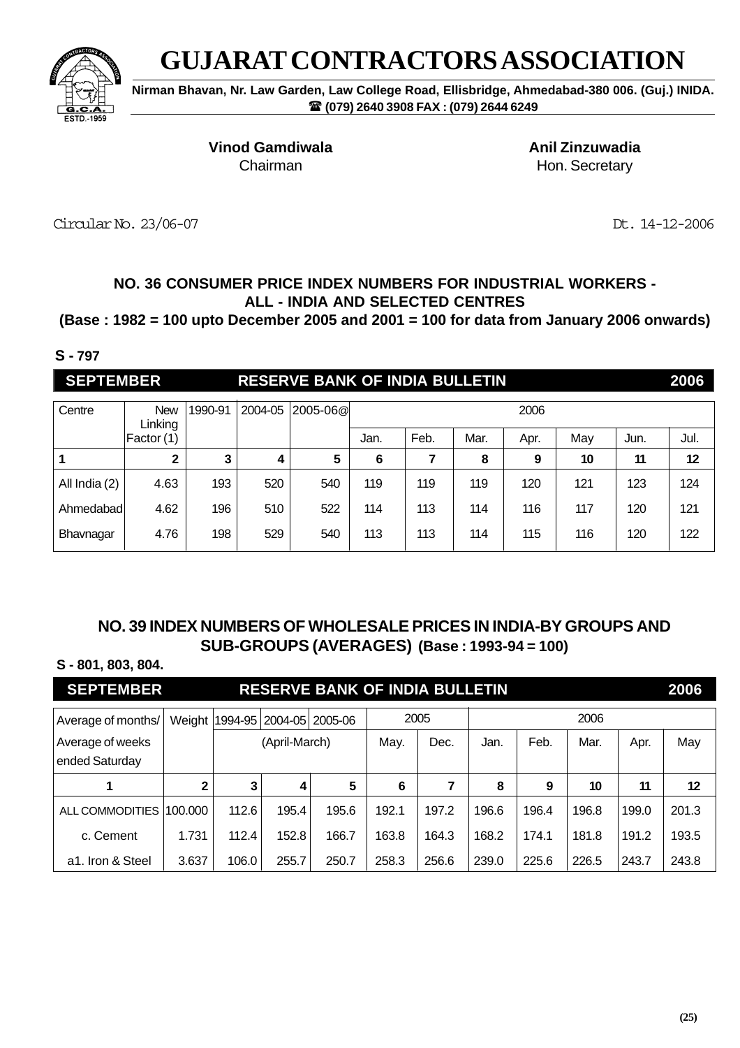# GUJARAT CONTRACTORS ASSOCIATION

**Nirman Bhavan, Nr. Law Garden, Law College Road, Ellisbridge, Ahmedabad-380 006. (Guj.) INIDA.**
**☎ (079) 2640 3908 FAX : (079) 2644 6249**

G.C.A.
ESTD.-1959

**Vinod Gamdiwala**
Chairman

**Anil Zinzuwadia**
Hon. Secretary

Circular No. 23/06-07

Dt. 14-12-2006

### NO. 36 CONSUMER PRICE INDEX NUMBERS FOR INDUSTRIAL WORKERS - ALL - INDIA AND SELECTED CENTRES

**(Base : 1982 = 100 upto December 2005 and 2001 = 100 for data from January 2006 onwards)**

**S - 797**

**SEPTEMBER — RESERVE BANK OF INDIA BULLETIN — 2006**

| Centre | New Linking Factor (1) | 1990-91 | 2004-05 | 2005-06@ | 2006 | | | | | | |
|---|---|---|---|---|---|---|---|---|---|---|---|
| | | | | | Jan. | Feb. | Mar. | Apr. | May | Jun. | Jul. |
| 1 | 2 | 3 | 4 | 5 | 6 | 7 | 8 | 9 | 10 | 11 | 12 |
| All India (2) | 4.63 | 193 | 520 | 540 | 119 | 119 | 119 | 120 | 121 | 123 | 124 |
| Ahmedabad | 4.62 | 196 | 510 | 522 | 114 | 113 | 114 | 116 | 117 | 120 | 121 |
| Bhavnagar | 4.76 | 198 | 529 | 540 | 113 | 113 | 114 | 115 | 116 | 120 | 122 |

### NO. 39 INDEX NUMBERS OF WHOLESALE PRICES IN INDIA-BY GROUPS AND SUB-GROUPS (AVERAGES) (Base : 1993-94 = 100)

**S - 801, 803, 804.**

**SEPTEMBER — RESERVE BANK OF INDIA BULLETIN — 2006**

| Average of months/ Average of weeks ended Saturday | Weight | 1994-95 | 2004-05 | 2005-06 | 2005 | | 2006 | | | | |
|---|---|---|---|---|---|---|---|---|---|---|---|
| | | (April-March) | | | May. | Dec. | Jan. | Feb. | Mar. | Apr. | May |
| 1 | 2 | 3 | 4 | 5 | 6 | 7 | 8 | 9 | 10 | 11 | 12 |
| ALL COMMODITIES | 100.000 | 112.6 | 195.4 | 195.6 | 192.1 | 197.2 | 196.6 | 196.4 | 196.8 | 199.0 | 201.3 |
| c. Cement | 1.731 | 112.4 | 152.8 | 166.7 | 163.8 | 164.3 | 168.2 | 174.1 | 181.8 | 191.2 | 193.5 |
| a1. Iron & Steel | 3.637 | 106.0 | 255.7 | 250.7 | 258.3 | 256.6 | 239.0 | 225.6 | 226.5 | 243.7 | 243.8 |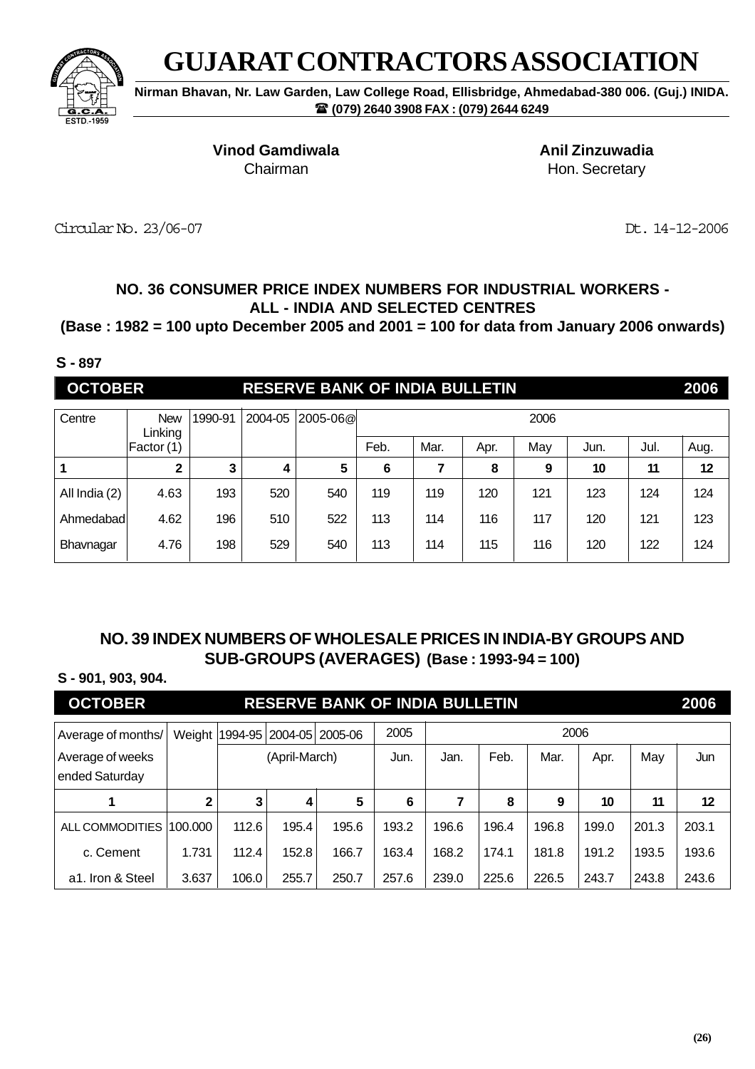# GUJARAT CONTRACTORS ASSOCIATION

**Nirman Bhavan, Nr. Law Garden, Law College Road, Ellisbridge, Ahmedabad-380 006. (Guj.) INIDA.**
**☎ (079) 2640 3908 FAX : (079) 2644 6249**

**Vinod Gamdiwala**
Chairman

**Anil Zinzuwadia**
Hon. Secretary

Circular No. 23/06-07 Dt. 14-12-2006

### NO. 36 CONSUMER PRICE INDEX NUMBERS FOR INDUSTRIAL WORKERS - ALL - INDIA AND SELECTED CENTRES

**(Base : 1982 = 100 upto December 2005 and 2001 = 100 for data from January 2006 onwards)**

**S - 897**

**OCTOBER RESERVE BANK OF INDIA BULLETIN 2006**

| Centre | New Linking Factor (1) | 1990-91 | 2004-05 | 2005-06@ | 2006 | | | | | | |
|---|---|---|---|---|---|---|---|---|---|---|---|
| | | | | | Feb. | Mar. | Apr. | May | Jun. | Jul. | Aug. |
| **1** | **2** | **3** | **4** | **5** | **6** | **7** | **8** | **9** | **10** | **11** | **12** |
| All India (2) | 4.63 | 193 | 520 | 540 | 119 | 119 | 120 | 121 | 123 | 124 | 124 |
| Ahmedabad | 4.62 | 196 | 510 | 522 | 113 | 114 | 116 | 117 | 120 | 121 | 123 |
| Bhavnagar | 4.76 | 198 | 529 | 540 | 113 | 114 | 115 | 116 | 120 | 122 | 124 |

### NO. 39 INDEX NUMBERS OF WHOLESALE PRICES IN INDIA-BY GROUPS AND SUB-GROUPS (AVERAGES) (Base : 1993-94 = 100)

**S - 901, 903, 904.**

**OCTOBER RESERVE BANK OF INDIA BULLETIN 2006**

| Average of months/ Average of weeks ended Saturday | Weight | 1994-95 | 2004-05 | 2005-06 | 2005 | 2006 | | | | | |
|---|---|---|---|---|---|---|---|---|---|---|---|
| | | (April-March) | | | Jun. | Jan. | Feb. | Mar. | Apr. | May | Jun |
| **1** | **2** | **3** | **4** | **5** | **6** | **7** | **8** | **9** | **10** | **11** | **12** |
| ALL COMMODITIES | 100.000 | 112.6 | 195.4 | 195.6 | 193.2 | 196.6 | 196.4 | 196.8 | 199.0 | 201.3 | 203.1 |
| c. Cement | 1.731 | 112.4 | 152.8 | 166.7 | 163.4 | 168.2 | 174.1 | 181.8 | 191.2 | 193.5 | 193.6 |
| a1. Iron & Steel | 3.637 | 106.0 | 255.7 | 250.7 | 257.6 | 239.0 | 225.6 | 226.5 | 243.7 | 243.8 | 243.6 |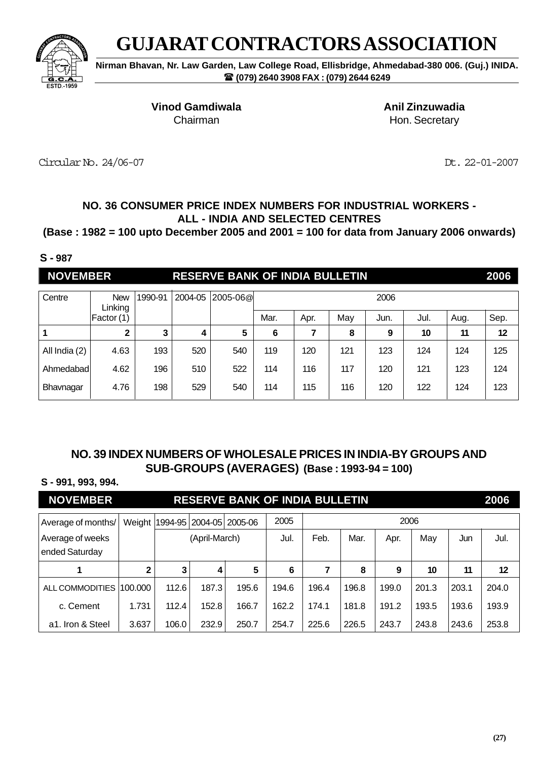# GUJARAT CONTRACTORS ASSOCIATION

**Nirman Bhavan, Nr. Law Garden, Law College Road, Ellisbridge, Ahmedabad-380 006. (Guj.) INIDA.**
**☎ (079) 2640 3908 FAX : (079) 2644 6249**

**Vinod Gamdiwala**
Chairman

**Anil Zinzuwadia**
Hon. Secretary

Circular No. 24/06-07

Dt. 22-01-2007

## NO. 36 CONSUMER PRICE INDEX NUMBERS FOR INDUSTRIAL WORKERS - ALL - INDIA AND SELECTED CENTRES

**(Base : 1982 = 100 upto December 2005 and 2001 = 100 for data from January 2006 onwards)**

**S - 987**

**NOVEMBER — RESERVE BANK OF INDIA BULLETIN — 2006**

| Centre | New Linking Factor (1) | 1990-91 | 2004-05 | 2005-06@ | 2006 | | | | | | |
|---|---|---|---|---|---|---|---|---|---|---|---|
| | | | | | Mar. | Apr. | May | Jun. | Jul. | Aug. | Sep. |
| 1 | 2 | 3 | 4 | 5 | 6 | 7 | 8 | 9 | 10 | 11 | 12 |
| All India (2) | 4.63 | 193 | 520 | 540 | 119 | 120 | 121 | 123 | 124 | 124 | 125 |
| Ahmedabad | 4.62 | 196 | 510 | 522 | 114 | 116 | 117 | 120 | 121 | 123 | 124 |
| Bhavnagar | 4.76 | 198 | 529 | 540 | 114 | 115 | 116 | 120 | 122 | 124 | 123 |

## NO. 39 INDEX NUMBERS OF WHOLESALE PRICES IN INDIA-BY GROUPS AND SUB-GROUPS (AVERAGES) (Base : 1993-94 = 100)

**S - 991, 993, 994.**

**NOVEMBER — RESERVE BANK OF INDIA BULLETIN — 2006**

| Average of months/ Average of weeks ended Saturday | Weight | 1994-95 | 2004-05 | 2005-06 | 2005 | 2006 | | | | | |
|---|---|---|---|---|---|---|---|---|---|---|---|
| | | (April-March) | | | Jul. | Feb. | Mar. | Apr. | May | Jun | Jul. |
| 1 | 2 | 3 | 4 | 5 | 6 | 7 | 8 | 9 | 10 | 11 | 12 |
| ALL COMMODITIES | 100.000 | 112.6 | 187.3 | 195.6 | 194.6 | 196.4 | 196.8 | 199.0 | 201.3 | 203.1 | 204.0 |
| c. Cement | 1.731 | 112.4 | 152.8 | 166.7 | 162.2 | 174.1 | 181.8 | 191.2 | 193.5 | 193.6 | 193.9 |
| a1. Iron & Steel | 3.637 | 106.0 | 232.9 | 250.7 | 254.7 | 225.6 | 226.5 | 243.7 | 243.8 | 243.6 | 253.8 |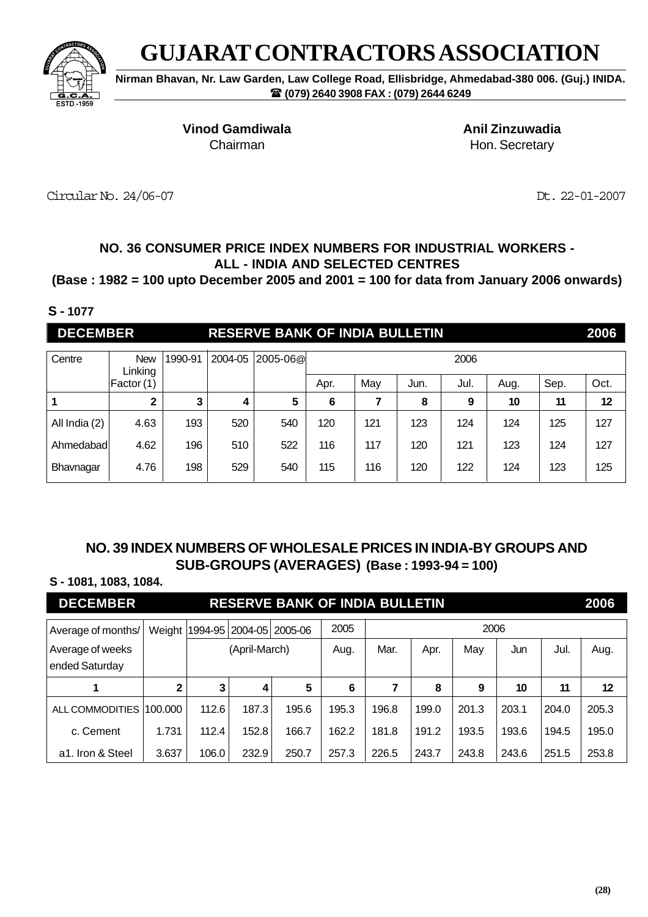# GUJARAT CONTRACTORS ASSOCIATION

**Nirman Bhavan, Nr. Law Garden, Law College Road, Ellisbridge, Ahmedabad-380 006. (Guj.) INIDA.**
**☎ (079) 2640 3908 FAX : (079) 2644 6249**

**Vinod Gamdiwala**
Chairman

**Anil Zinzuwadia**
Hon. Secretary

Circular No. 24/06-07

Dt. 22-01-2007

### NO. 36 CONSUMER PRICE INDEX NUMBERS FOR INDUSTRIAL WORKERS - ALL - INDIA AND SELECTED CENTRES

**(Base : 1982 = 100 upto December 2005 and 2001 = 100 for data from January 2006 onwards)**

**S - 1077**

**DECEMBER — RESERVE BANK OF INDIA BULLETIN — 2006**

| Centre | New Linking Factor (1) | 1990-91 | 2004-05 | 2005-06@ | 2006 | | | | | | |
|---|---|---|---|---|---|---|---|---|---|---|---|
| | | | | | Apr. | May | Jun. | Jul. | Aug. | Sep. | Oct. |
| **1** | **2** | **3** | **4** | **5** | **6** | **7** | **8** | **9** | **10** | **11** | **12** |
| All India (2) | 4.63 | 193 | 520 | 540 | 120 | 121 | 123 | 124 | 124 | 125 | 127 |
| Ahmedabad | 4.62 | 196 | 510 | 522 | 116 | 117 | 120 | 121 | 123 | 124 | 127 |
| Bhavnagar | 4.76 | 198 | 529 | 540 | 115 | 116 | 120 | 122 | 124 | 123 | 125 |

### NO. 39 INDEX NUMBERS OF WHOLESALE PRICES IN INDIA-BY GROUPS AND SUB-GROUPS (AVERAGES) (Base : 1993-94 = 100)

**S - 1081, 1083, 1084.**

**DECEMBER — RESERVE BANK OF INDIA BULLETIN — 2006**

| Average of months/ Average of weeks ended Saturday | Weight | 1994-95 | 2004-05 | 2005-06 | 2005 | 2006 | | | | | |
|---|---|---|---|---|---|---|---|---|---|---|---|
| | | (April-March) | | | Aug. | Mar. | Apr. | May | Jun | Jul. | Aug. |
| **1** | **2** | **3** | **4** | **5** | **6** | **7** | **8** | **9** | **10** | **11** | **12** |
| ALL COMMODITIES | 100.000 | 112.6 | 187.3 | 195.6 | 195.3 | 196.8 | 199.0 | 201.3 | 203.1 | 204.0 | 205.3 |
| c. Cement | 1.731 | 112.4 | 152.8 | 166.7 | 162.2 | 181.8 | 191.2 | 193.5 | 193.6 | 194.5 | 195.0 |
| a1. Iron & Steel | 3.637 | 106.0 | 232.9 | 250.7 | 257.3 | 226.5 | 243.7 | 243.8 | 243.6 | 251.5 | 253.8 |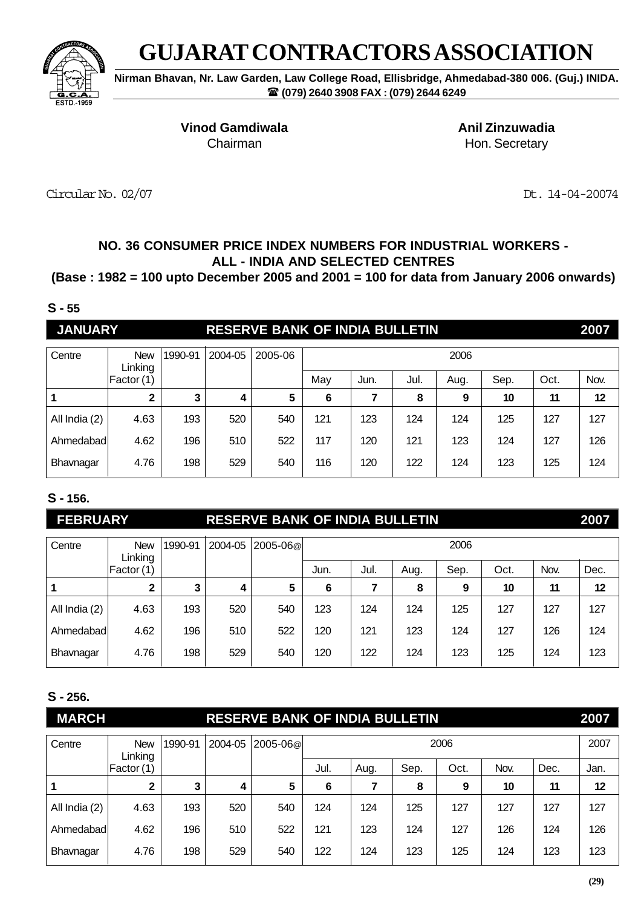# GUJARAT CONTRACTORS ASSOCIATION

**Nirman Bhavan, Nr. Law Garden, Law College Road, Ellisbridge, Ahmedabad-380 006. (Guj.) INIDA.**
**☎ (079) 2640 3908 FAX : (079) 2644 6249**

**Vinod Gamdiwala**
Chairman

**Anil Zinzuwadia**
Hon. Secretary

Circular No. 02/07

Dt. 14-04-20074

### NO. 36 CONSUMER PRICE INDEX NUMBERS FOR INDUSTRIAL WORKERS - ALL - INDIA AND SELECTED CENTRES
### (Base : 1982 = 100 upto December 2005 and 2001 = 100 for data from January 2006 onwards)

**S - 55**

**JANUARY — RESERVE BANK OF INDIA BULLETIN — 2007**

| Centre | New Linking Factor (1) | 1990-91 | 2004-05 | 2005-06 | 2006 | | | | | | |
|---|---|---|---|---|---|---|---|---|---|---|---|
| | | | | | May | Jun. | Jul. | Aug. | Sep. | Oct. | Nov. |
| 1 | 2 | 3 | 4 | 5 | 6 | 7 | 8 | 9 | 10 | 11 | 12 |
| All India (2) | 4.63 | 193 | 520 | 540 | 121 | 123 | 124 | 124 | 125 | 127 | 127 |
| Ahmedabad | 4.62 | 196 | 510 | 522 | 117 | 120 | 121 | 123 | 124 | 127 | 126 |
| Bhavnagar | 4.76 | 198 | 529 | 540 | 116 | 120 | 122 | 124 | 123 | 125 | 124 |

**S - 156.**

**FEBRUARY — RESERVE BANK OF INDIA BULLETIN — 2007**

| Centre | New Linking Factor (1) | 1990-91 | 2004-05 | 2005-06@ | 2006 | | | | | | |
|---|---|---|---|---|---|---|---|---|---|---|---|
| | | | | | Jun. | Jul. | Aug. | Sep. | Oct. | Nov. | Dec. |
| 1 | 2 | 3 | 4 | 5 | 6 | 7 | 8 | 9 | 10 | 11 | 12 |
| All India (2) | 4.63 | 193 | 520 | 540 | 123 | 124 | 124 | 125 | 127 | 127 | 127 |
| Ahmedabad | 4.62 | 196 | 510 | 522 | 120 | 121 | 123 | 124 | 127 | 126 | 124 |
| Bhavnagar | 4.76 | 198 | 529 | 540 | 120 | 122 | 124 | 123 | 125 | 124 | 123 |

**S - 256.**

**MARCH — RESERVE BANK OF INDIA BULLETIN — 2007**

| Centre | New Linking Factor (1) | 1990-91 | 2004-05 | 2005-06@ | 2006 | | | | | | 2007 |
|---|---|---|---|---|---|---|---|---|---|---|---|
| | | | | | Jul. | Aug. | Sep. | Oct. | Nov. | Dec. | Jan. |
| 1 | 2 | 3 | 4 | 5 | 6 | 7 | 8 | 9 | 10 | 11 | 12 |
| All India (2) | 4.63 | 193 | 520 | 540 | 124 | 124 | 125 | 127 | 127 | 127 | 127 |
| Ahmedabad | 4.62 | 196 | 510 | 522 | 121 | 123 | 124 | 127 | 126 | 124 | 126 |
| Bhavnagar | 4.76 | 198 | 529 | 540 | 122 | 124 | 123 | 125 | 124 | 123 | 123 |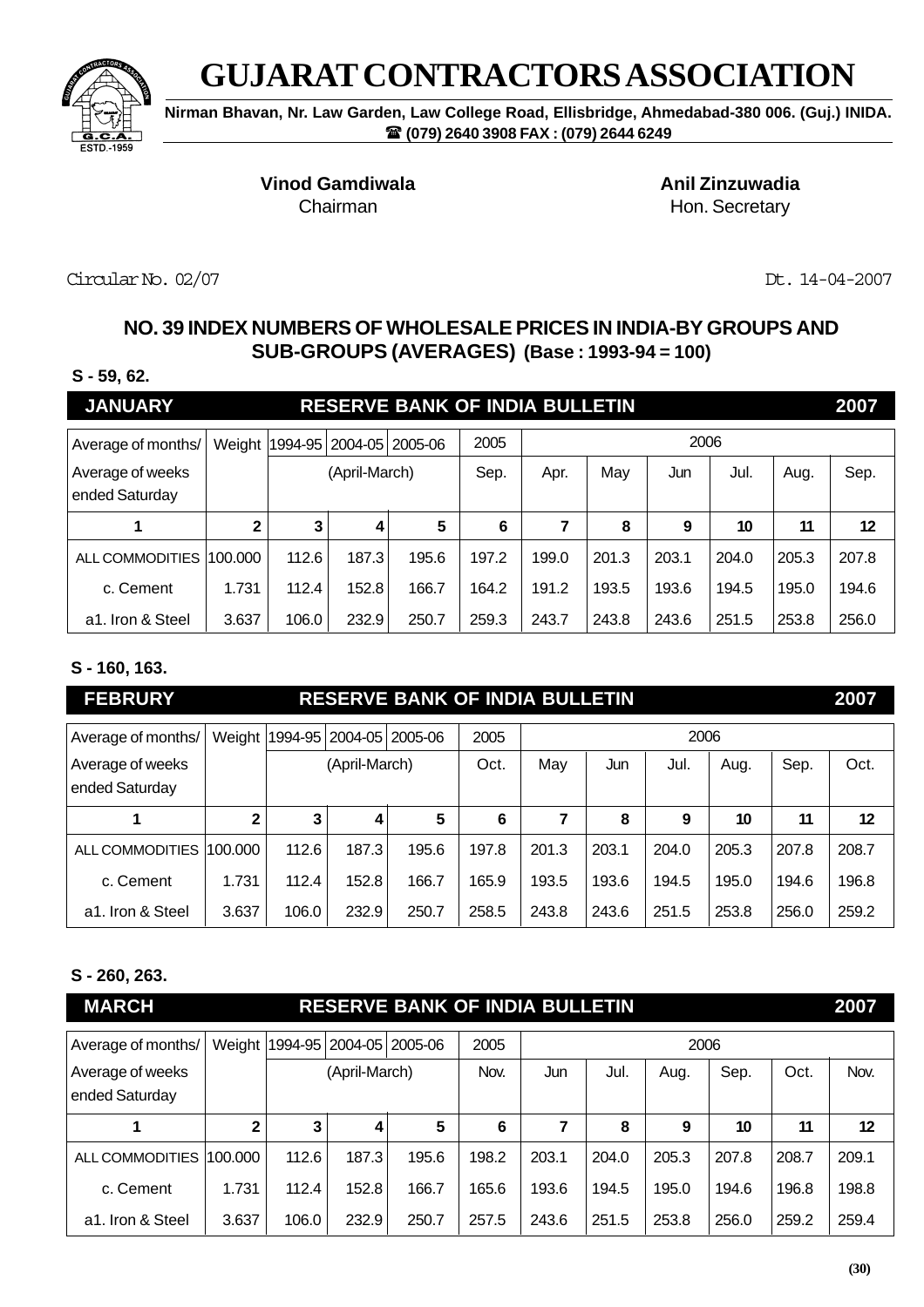# GUJARAT CONTRACTORS ASSOCIATION

**Nirman Bhavan, Nr. Law Garden, Law College Road, Ellisbridge, Ahmedabad-380 006. (Guj.) INIDA.**
**☎ (079) 2640 3908 FAX : (079) 2644 6249**

**Vinod Gamdiwala**
Chairman

**Anil Zinzuwadia**
Hon. Secretary

Circular No. 02/07

Dt. 14-04-2007

## NO. 39 INDEX NUMBERS OF WHOLESALE PRICES IN INDIA-BY GROUPS AND SUB-GROUPS (AVERAGES) (Base : 1993-94 = 100)

**S - 59, 62.**

**JANUARY — RESERVE BANK OF INDIA BULLETIN — 2007**

| Average of months/ Average of weeks ended Saturday | Weight | 1994-95 | 2004-05 | 2005-06 | 2005 | 2006 | | | | | |
|---|---|---|---|---|---|---|---|---|---|---|---|
| | | (April-March) | | | Sep. | Apr. | May | Jun | Jul. | Aug. | Sep. |
| 1 | 2 | 3 | 4 | 5 | 6 | 7 | 8 | 9 | 10 | 11 | 12 |
| ALL COMMODITIES | 100.000 | 112.6 | 187.3 | 195.6 | 197.2 | 199.0 | 201.3 | 203.1 | 204.0 | 205.3 | 207.8 |
| c. Cement | 1.731 | 112.4 | 152.8 | 166.7 | 164.2 | 191.2 | 193.5 | 193.6 | 194.5 | 195.0 | 194.6 |
| a1. Iron & Steel | 3.637 | 106.0 | 232.9 | 250.7 | 259.3 | 243.7 | 243.8 | 243.6 | 251.5 | 253.8 | 256.0 |

**S - 160, 163.**

**FEBRURY — RESERVE BANK OF INDIA BULLETIN — 2007**

| Average of months/ Average of weeks ended Saturday | Weight | 1994-95 | 2004-05 | 2005-06 | 2005 | 2006 | | | | | |
|---|---|---|---|---|---|---|---|---|---|---|---|
| | | (April-March) | | | Oct. | May | Jun | Jul. | Aug. | Sep. | Oct. |
| 1 | 2 | 3 | 4 | 5 | 6 | 7 | 8 | 9 | 10 | 11 | 12 |
| ALL COMMODITIES | 100.000 | 112.6 | 187.3 | 195.6 | 197.8 | 201.3 | 203.1 | 204.0 | 205.3 | 207.8 | 208.7 |
| c. Cement | 1.731 | 112.4 | 152.8 | 166.7 | 165.9 | 193.5 | 193.6 | 194.5 | 195.0 | 194.6 | 196.8 |
| a1. Iron & Steel | 3.637 | 106.0 | 232.9 | 250.7 | 258.5 | 243.8 | 243.6 | 251.5 | 253.8 | 256.0 | 259.2 |

**S - 260, 263.**

**MARCH — RESERVE BANK OF INDIA BULLETIN — 2007**

| Average of months/ Average of weeks ended Saturday | Weight | 1994-95 | 2004-05 | 2005-06 | 2005 | 2006 | | | | | |
|---|---|---|---|---|---|---|---|---|---|---|---|
| | | (April-March) | | | Nov. | Jun | Jul. | Aug. | Sep. | Oct. | Nov. |
| 1 | 2 | 3 | 4 | 5 | 6 | 7 | 8 | 9 | 10 | 11 | 12 |
| ALL COMMODITIES | 100.000 | 112.6 | 187.3 | 195.6 | 198.2 | 203.1 | 204.0 | 205.3 | 207.8 | 208.7 | 209.1 |
| c. Cement | 1.731 | 112.4 | 152.8 | 166.7 | 165.6 | 193.6 | 194.5 | 195.0 | 194.6 | 196.8 | 198.8 |
| a1. Iron & Steel | 3.637 | 106.0 | 232.9 | 250.7 | 257.5 | 243.6 | 251.5 | 253.8 | 256.0 | 259.2 | 259.4 |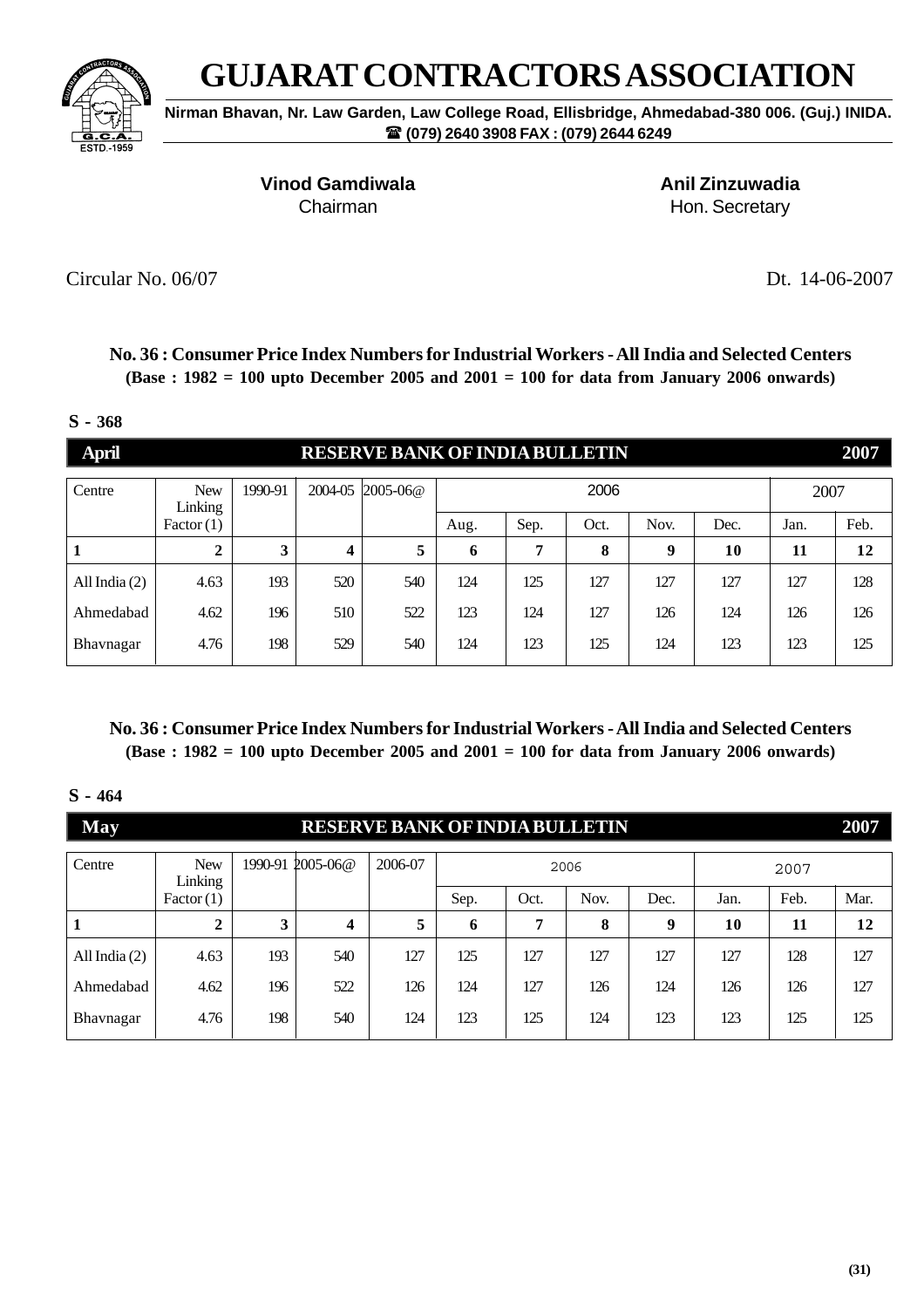# GUJARAT CONTRACTORS ASSOCIATION

**Nirman Bhavan, Nr. Law Garden, Law College Road, Ellisbridge, Ahmedabad-380 006. (Guj.) INIDA.**
**☎ (079) 2640 3908 FAX : (079) 2644 6249**

ESTD.-1959

**Vinod Gamdiwala**
Chairman

**Anil Zinzuwadia**
Hon. Secretary

Circular No. 06/07

Dt. 14-06-2007

### No. 36 : Consumer Price Index Numbers for Industrial Workers - All India and Selected Centers
**(Base : 1982 = 100 upto December 2005 and 2001 = 100 for data from January 2006 onwards)**

**S - 368**

**April — RESERVE BANK OF INDIA BULLETIN — 2007**

| Centre | New Linking Factor (1) | 1990-91 | 2004-05 | 2005-06@ | 2006 | | | | | 2007 | |
|---|---|---|---|---|---|---|---|---|---|---|---|
| | | | | | Aug. | Sep. | Oct. | Nov. | Dec. | Jan. | Feb. |
| **1** | **2** | **3** | **4** | **5** | **6** | **7** | **8** | **9** | **10** | **11** | **12** |
| All India (2) | 4.63 | 193 | 520 | 540 | 124 | 125 | 127 | 127 | 127 | 127 | 128 |
| Ahmedabad | 4.62 | 196 | 510 | 522 | 123 | 124 | 127 | 126 | 124 | 126 | 126 |
| Bhavnagar | 4.76 | 198 | 529 | 540 | 124 | 123 | 125 | 124 | 123 | 123 | 125 |

### No. 36 : Consumer Price Index Numbers for Industrial Workers - All India and Selected Centers
**(Base : 1982 = 100 upto December 2005 and 2001 = 100 for data from January 2006 onwards)**

**S - 464**

**May — RESERVE BANK OF INDIA BULLETIN — 2007**

| Centre | New Linking Factor (1) | 1990-91 | 2005-06@ | 2006-07 | 2006 | | | | 2007 | | |
|---|---|---|---|---|---|---|---|---|---|---|---|
| | | | | | Sep. | Oct. | Nov. | Dec. | Jan. | Feb. | Mar. |
| **1** | **2** | **3** | **4** | **5** | **6** | **7** | **8** | **9** | **10** | **11** | **12** |
| All India (2) | 4.63 | 193 | 540 | 127 | 125 | 127 | 127 | 127 | 127 | 128 | 127 |
| Ahmedabad | 4.62 | 196 | 522 | 126 | 124 | 127 | 126 | 124 | 126 | 126 | 127 |
| Bhavnagar | 4.76 | 198 | 540 | 124 | 123 | 125 | 124 | 123 | 123 | 125 | 125 |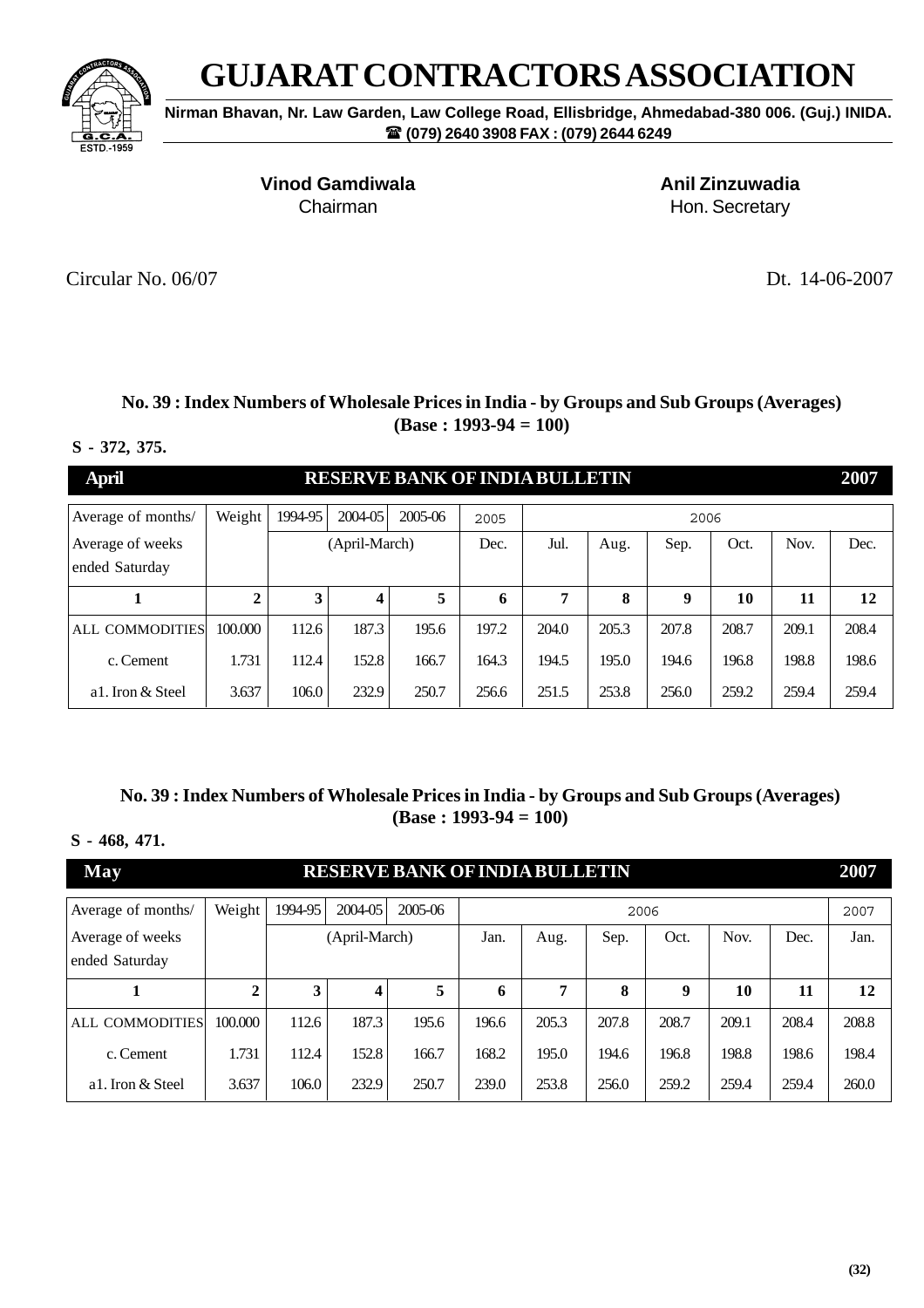# GUJARAT CONTRACTORS ASSOCIATION

**Nirman Bhavan, Nr. Law Garden, Law College Road, Ellisbridge, Ahmedabad-380 006. (Guj.) INIDA.**
**☎ (079) 2640 3908 FAX : (079) 2644 6249**

**Vinod Gamdiwala**
Chairman

**Anil Zinzuwadia**
Hon. Secretary

Circular No. 06/07

Dt. 14-06-2007

### No. 39 : Index Numbers of Wholesale Prices in India - by Groups and Sub Groups (Averages) (Base : 1993-94 = 100)

**S - 372, 375.**

**April — RESERVE BANK OF INDIA BULLETIN — 2007**

| Average of months/ Average of weeks ended Saturday | Weight | 1994-95 | 2004-05 | 2005-06 | 2005 | 2006 | | | | | |
|---|---|---|---|---|---|---|---|---|---|---|---|
| | | (April-March) | | | Dec. | Jul. | Aug. | Sep. | Oct. | Nov. | Dec. |
| **1** | **2** | **3** | **4** | **5** | **6** | **7** | **8** | **9** | **10** | **11** | **12** |
| ALL COMMODITIES | 100.000 | 112.6 | 187.3 | 195.6 | 197.2 | 204.0 | 205.3 | 207.8 | 208.7 | 209.1 | 208.4 |
| c. Cement | 1.731 | 112.4 | 152.8 | 166.7 | 164.3 | 194.5 | 195.0 | 194.6 | 196.8 | 198.8 | 198.6 |
| a1. Iron & Steel | 3.637 | 106.0 | 232.9 | 250.7 | 256.6 | 251.5 | 253.8 | 256.0 | 259.2 | 259.4 | 259.4 |

### No. 39 : Index Numbers of Wholesale Prices in India - by Groups and Sub Groups (Averages) (Base : 1993-94 = 100)

**S - 468, 471.**

**May — RESERVE BANK OF INDIA BULLETIN — 2007**

| Average of months/ Average of weeks ended Saturday | Weight | 1994-95 | 2004-05 | 2005-06 | 2006 | | | | | | 2007 |
|---|---|---|---|---|---|---|---|---|---|---|---|
| | | (April-March) | | | Jan. | Aug. | Sep. | Oct. | Nov. | Dec. | Jan. |
| **1** | **2** | **3** | **4** | **5** | **6** | **7** | **8** | **9** | **10** | **11** | **12** |
| ALL COMMODITIES | 100.000 | 112.6 | 187.3 | 195.6 | 196.6 | 205.3 | 207.8 | 208.7 | 209.1 | 208.4 | 208.8 |
| c. Cement | 1.731 | 112.4 | 152.8 | 166.7 | 168.2 | 195.0 | 194.6 | 196.8 | 198.8 | 198.6 | 198.4 |
| a1. Iron & Steel | 3.637 | 106.0 | 232.9 | 250.7 | 239.0 | 253.8 | 256.0 | 259.2 | 259.4 | 259.4 | 260.0 |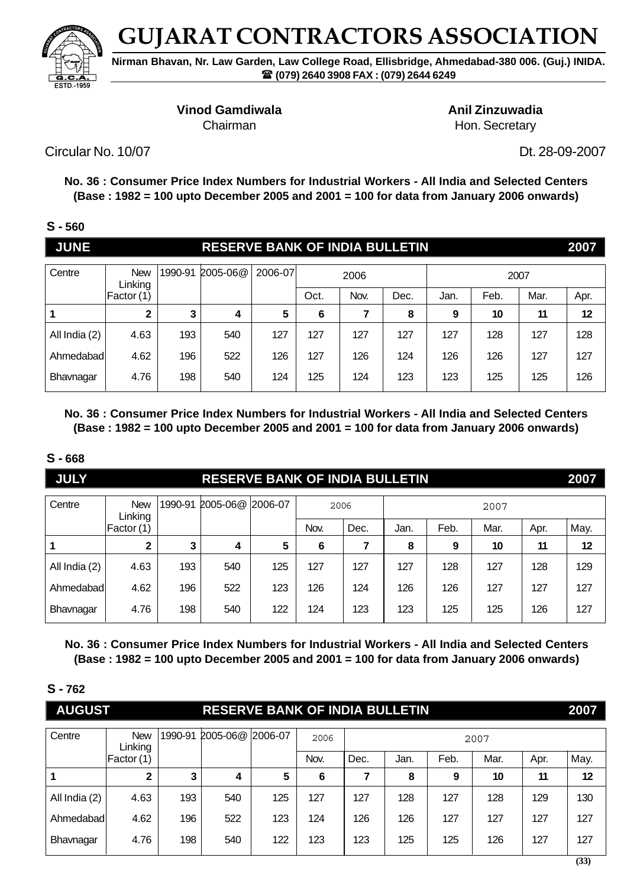# GUJARAT CONTRACTORS ASSOCIATION

**Nirman Bhavan, Nr. Law Garden, Law College Road, Ellisbridge, Ahmedabad-380 006. (Guj.) INIDA.**
**☎ (079) 2640 3908 FAX : (079) 2644 6249**

**Vinod Gamdiwala**
Chairman

**Anil Zinzuwadia**
Hon. Secretary

Circular No. 10/07

Dt. 28-09-2007

**No. 36 : Consumer Price Index Numbers for Industrial Workers - All India and Selected Centers (Base : 1982 = 100 upto December 2005 and 2001 = 100 for data from January 2006 onwards)**

**S - 560**

**JUNE — RESERVE BANK OF INDIA BULLETIN — 2007**

| Centre | New Linking Factor (1) | 1990-91 | 2005-06@ | 2006-07 | 2006 | | | 2007 | | | |
|---|---|---|---|---|---|---|---|---|---|---|---|
| | | | | | Oct. | Nov. | Dec. | Jan. | Feb. | Mar. | Apr. |
| **1** | **2** | **3** | **4** | **5** | **6** | **7** | **8** | **9** | **10** | **11** | **12** |
| All India (2) | 4.63 | 193 | 540 | 127 | 127 | 127 | 127 | 127 | 128 | 127 | 128 |
| Ahmedabad | 4.62 | 196 | 522 | 126 | 127 | 126 | 124 | 126 | 126 | 127 | 127 |
| Bhavnagar | 4.76 | 198 | 540 | 124 | 125 | 124 | 123 | 123 | 125 | 125 | 126 |

**No. 36 : Consumer Price Index Numbers for Industrial Workers - All India and Selected Centers (Base : 1982 = 100 upto December 2005 and 2001 = 100 for data from January 2006 onwards)**

**S - 668**

**JULY — RESERVE BANK OF INDIA BULLETIN — 2007**

| Centre | New Linking Factor (1) | 1990-91 | 2005-06@ | 2006-07 | 2006 | | 2007 | | | | |
|---|---|---|---|---|---|---|---|---|---|---|---|
| | | | | | Nov. | Dec. | Jan. | Feb. | Mar. | Apr. | May. |
| **1** | **2** | **3** | **4** | **5** | **6** | **7** | **8** | **9** | **10** | **11** | **12** |
| All India (2) | 4.63 | 193 | 540 | 125 | 127 | 127 | 127 | 128 | 127 | 128 | 129 |
| Ahmedabad | 4.62 | 196 | 522 | 123 | 126 | 124 | 126 | 126 | 127 | 127 | 127 |
| Bhavnagar | 4.76 | 198 | 540 | 122 | 124 | 123 | 123 | 125 | 125 | 126 | 127 |

**No. 36 : Consumer Price Index Numbers for Industrial Workers - All India and Selected Centers (Base : 1982 = 100 upto December 2005 and 2001 = 100 for data from January 2006 onwards)**

**S - 762**

**AUGUST — RESERVE BANK OF INDIA BULLETIN — 2007**

| Centre | New Linking Factor (1) | 1990-91 | 2005-06@ | 2006-07 | 2006 | 2007 | | | | | |
|---|---|---|---|---|---|---|---|---|---|---|---|
| | | | | | Nov. | Dec. | Jan. | Feb. | Mar. | Apr. | May. |
| **1** | **2** | **3** | **4** | **5** | **6** | **7** | **8** | **9** | **10** | **11** | **12** |
| All India (2) | 4.63 | 193 | 540 | 125 | 127 | 127 | 128 | 127 | 128 | 129 | 130 |
| Ahmedabad | 4.62 | 196 | 522 | 123 | 124 | 126 | 126 | 127 | 127 | 127 | 127 |
| Bhavnagar | 4.76 | 198 | 540 | 122 | 123 | 123 | 125 | 125 | 126 | 127 | 127 |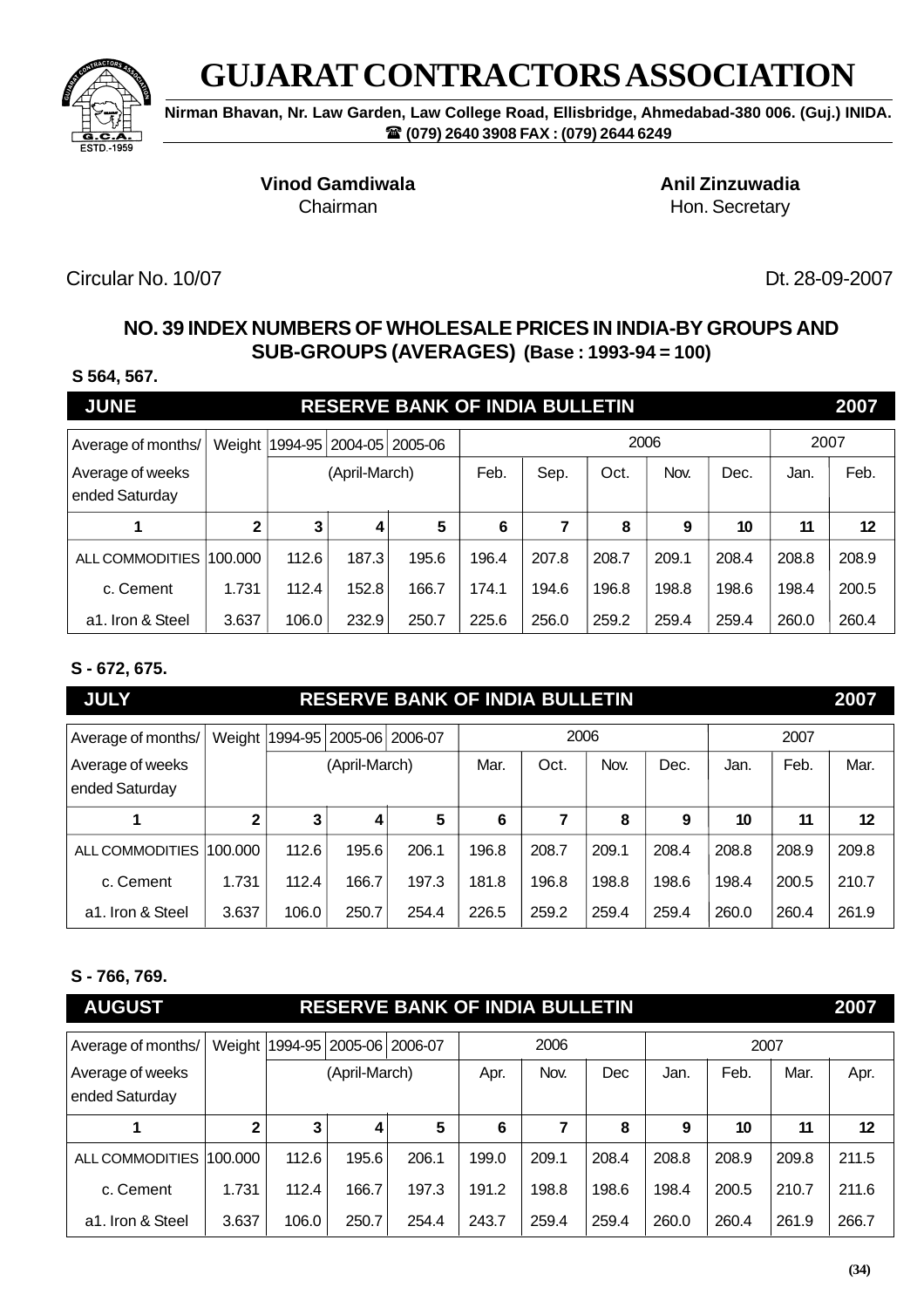# GUJARAT CONTRACTORS ASSOCIATION

**Nirman Bhavan, Nr. Law Garden, Law College Road, Ellisbridge, Ahmedabad-380 006. (Guj.) INIDA.**
**☎ (079) 2640 3908 FAX : (079) 2644 6249**

**Vinod Gamdiwala**
Chairman

**Anil Zinzuwadia**
Hon. Secretary

Circular No. 10/07

Dt. 28-09-2007

## NO. 39 INDEX NUMBERS OF WHOLESALE PRICES IN INDIA-BY GROUPS AND SUB-GROUPS (AVERAGES) (Base : 1993-94 = 100)

**S 564, 567.**

**JUNE — RESERVE BANK OF INDIA BULLETIN — 2007**

| Average of months/ Average of weeks ended Saturday | Weight | 1994-95 | 2004-05 | 2005-06 | 2006 | | | | | 2007 | |
|---|---|---|---|---|---|---|---|---|---|---|---|
| | | (April-March) | | | Feb. | Sep. | Oct. | Nov. | Dec. | Jan. | Feb. |
| 1 | 2 | 3 | 4 | 5 | 6 | 7 | 8 | 9 | 10 | 11 | 12 |
| ALL COMMODITIES | 100.000 | 112.6 | 187.3 | 195.6 | 196.4 | 207.8 | 208.7 | 209.1 | 208.4 | 208.8 | 208.9 |
| c. Cement | 1.731 | 112.4 | 152.8 | 166.7 | 174.1 | 194.6 | 196.8 | 198.8 | 198.6 | 198.4 | 200.5 |
| a1. Iron & Steel | 3.637 | 106.0 | 232.9 | 250.7 | 225.6 | 256.0 | 259.2 | 259.4 | 259.4 | 260.0 | 260.4 |

**S - 672, 675.**

**JULY — RESERVE BANK OF INDIA BULLETIN — 2007**

| Average of months/ Average of weeks ended Saturday | Weight | 1994-95 | 2005-06 | 2006-07 | 2006 | | | | 2007 | | |
|---|---|---|---|---|---|---|---|---|---|---|---|
| | | (April-March) | | | Mar. | Oct. | Nov. | Dec. | Jan. | Feb. | Mar. |
| 1 | 2 | 3 | 4 | 5 | 6 | 7 | 8 | 9 | 10 | 11 | 12 |
| ALL COMMODITIES | 100.000 | 112.6 | 195.6 | 206.1 | 196.8 | 208.7 | 209.1 | 208.4 | 208.8 | 208.9 | 209.8 |
| c. Cement | 1.731 | 112.4 | 166.7 | 197.3 | 181.8 | 196.8 | 198.8 | 198.6 | 198.4 | 200.5 | 210.7 |
| a1. Iron & Steel | 3.637 | 106.0 | 250.7 | 254.4 | 226.5 | 259.2 | 259.4 | 259.4 | 260.0 | 260.4 | 261.9 |

**S - 766, 769.**

**AUGUST — RESERVE BANK OF INDIA BULLETIN — 2007**

| Average of months/ Average of weeks ended Saturday | Weight | 1994-95 | 2005-06 | 2006-07 | 2006 | | | 2007 | | | |
|---|---|---|---|---|---|---|---|---|---|---|---|
| | | (April-March) | | | Apr. | Nov. | Dec | Jan. | Feb. | Mar. | Apr. |
| 1 | 2 | 3 | 4 | 5 | 6 | 7 | 8 | 9 | 10 | 11 | 12 |
| ALL COMMODITIES | 100.000 | 112.6 | 195.6 | 206.1 | 199.0 | 209.1 | 208.4 | 208.8 | 208.9 | 209.8 | 211.5 |
| c. Cement | 1.731 | 112.4 | 166.7 | 197.3 | 191.2 | 198.8 | 198.6 | 198.4 | 200.5 | 210.7 | 211.6 |
| a1. Iron & Steel | 3.637 | 106.0 | 250.7 | 254.4 | 243.7 | 259.4 | 259.4 | 260.0 | 260.4 | 261.9 | 266.7 |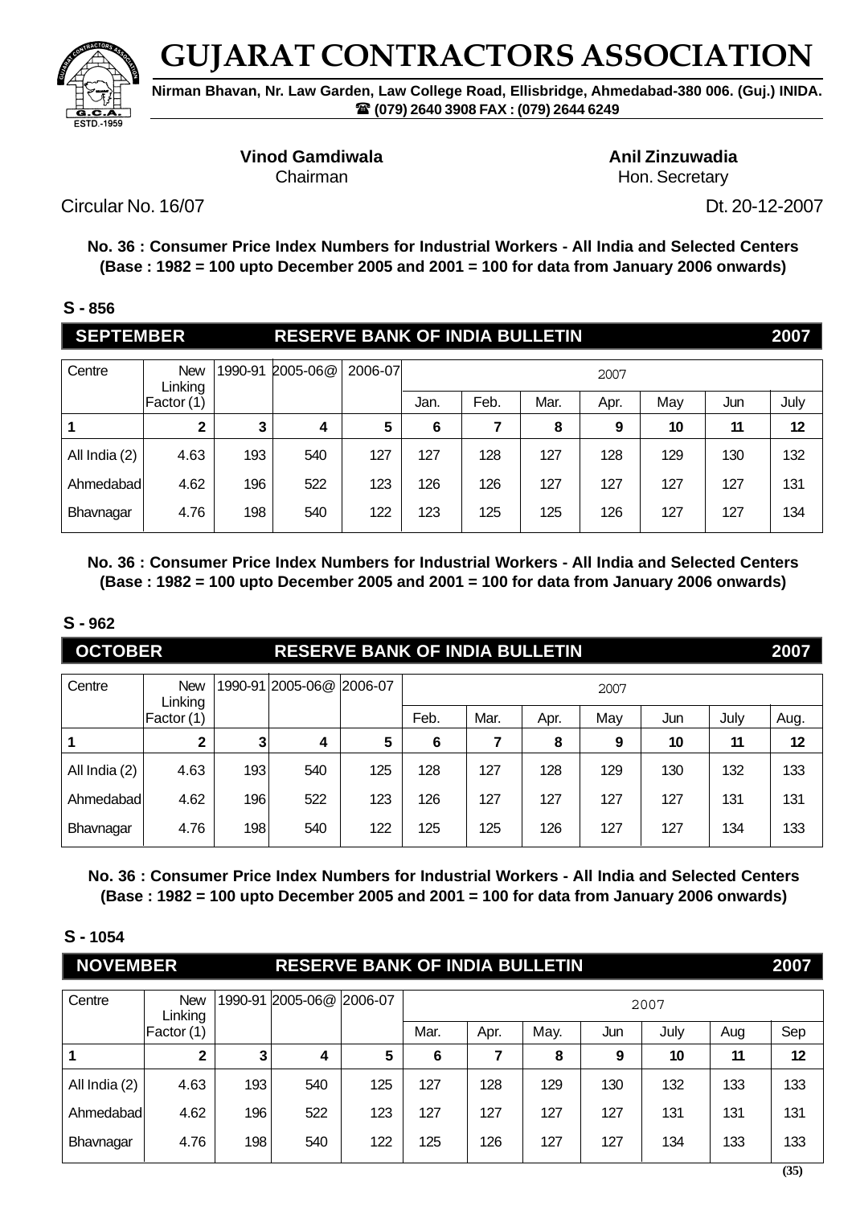# GUJARAT CONTRACTORS ASSOCIATION

**Nirman Bhavan, Nr. Law Garden, Law College Road, Ellisbridge, Ahmedabad-380 006. (Guj.) INIDA.**
**☎ (079) 2640 3908 FAX : (079) 2644 6249**

**Vinod Gamdiwala**
Chairman

**Anil Zinzuwadia**
Hon. Secretary

Circular No. 16/07

Dt. 20-12-2007

**No. 36 : Consumer Price Index Numbers for Industrial Workers - All India and Selected Centers (Base : 1982 = 100 upto December 2005 and 2001 = 100 for data from January 2006 onwards)**

**S - 856**

**SEPTEMBER — RESERVE BANK OF INDIA BULLETIN — 2007**

| Centre | New Linking Factor (1) | 1990-91 | 2005-06@ | 2006-07 | 2007 | | | | | | |
|---|---|---|---|---|---|---|---|---|---|---|---|
| | | | | | Jan. | Feb. | Mar. | Apr. | May | Jun | July |
| 1 | 2 | 3 | 4 | 5 | 6 | 7 | 8 | 9 | 10 | 11 | 12 |
| All India (2) | 4.63 | 193 | 540 | 127 | 127 | 128 | 127 | 128 | 129 | 130 | 132 |
| Ahmedabad | 4.62 | 196 | 522 | 123 | 126 | 126 | 127 | 127 | 127 | 127 | 131 |
| Bhavnagar | 4.76 | 198 | 540 | 122 | 123 | 125 | 125 | 126 | 127 | 127 | 134 |

**No. 36 : Consumer Price Index Numbers for Industrial Workers - All India and Selected Centers (Base : 1982 = 100 upto December 2005 and 2001 = 100 for data from January 2006 onwards)**

**S - 962**

**OCTOBER — RESERVE BANK OF INDIA BULLETIN — 2007**

| Centre | New Linking Factor (1) | 1990-91 | 2005-06@ | 2006-07 | 2007 | | | | | | |
|---|---|---|---|---|---|---|---|---|---|---|---|
| | | | | | Feb. | Mar. | Apr. | May | Jun | July | Aug. |
| 1 | 2 | 3 | 4 | 5 | 6 | 7 | 8 | 9 | 10 | 11 | 12 |
| All India (2) | 4.63 | 193 | 540 | 125 | 128 | 127 | 128 | 129 | 130 | 132 | 133 |
| Ahmedabad | 4.62 | 196 | 522 | 123 | 126 | 127 | 127 | 127 | 127 | 131 | 131 |
| Bhavnagar | 4.76 | 198 | 540 | 122 | 125 | 125 | 126 | 127 | 127 | 134 | 133 |

**No. 36 : Consumer Price Index Numbers for Industrial Workers - All India and Selected Centers (Base : 1982 = 100 upto December 2005 and 2001 = 100 for data from January 2006 onwards)**

**S - 1054**

**NOVEMBER — RESERVE BANK OF INDIA BULLETIN — 2007**

| Centre | New Linking Factor (1) | 1990-91 | 2005-06@ | 2006-07 | 2007 | | | | | | |
|---|---|---|---|---|---|---|---|---|---|---|---|
| | | | | | Mar. | Apr. | May. | Jun | July | Aug | Sep |
| 1 | 2 | 3 | 4 | 5 | 6 | 7 | 8 | 9 | 10 | 11 | 12 |
| All India (2) | 4.63 | 193 | 540 | 125 | 127 | 128 | 129 | 130 | 132 | 133 | 133 |
| Ahmedabad | 4.62 | 196 | 522 | 123 | 127 | 127 | 127 | 127 | 131 | 131 | 131 |
| Bhavnagar | 4.76 | 198 | 540 | 122 | 125 | 126 | 127 | 127 | 134 | 133 | 133 |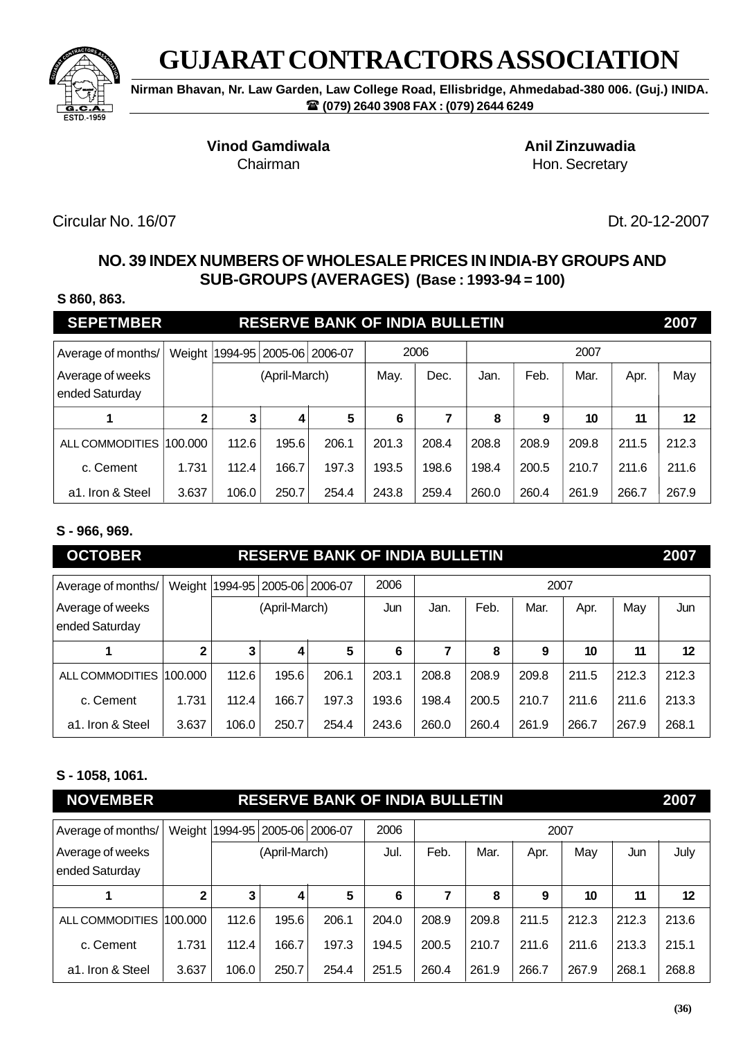# GUJARAT CONTRACTORS ASSOCIATION

**Nirman Bhavan, Nr. Law Garden, Law College Road, Ellisbridge, Ahmedabad-380 006. (Guj.) INIDA.**
**☎ (079) 2640 3908 FAX : (079) 2644 6249**

**Vinod Gamdiwala**
Chairman

**Anil Zinzuwadia**
Hon. Secretary

Circular No. 16/07

Dt. 20-12-2007

## NO. 39 INDEX NUMBERS OF WHOLESALE PRICES IN INDIA-BY GROUPS AND SUB-GROUPS (AVERAGES) (Base : 1993-94 = 100)

**S 860, 863.**

**SEPETMBER — RESERVE BANK OF INDIA BULLETIN — 2007**

| Average of months/ Average of weeks ended Saturday | Weight | 1994-95 | 2005-06 | 2006-07 | 2006 | | 2007 | | | | |
|---|---|---|---|---|---|---|---|---|---|---|---|
| | | (April-March) | | | May. | Dec. | Jan. | Feb. | Mar. | Apr. | May |
| 1 | 2 | 3 | 4 | 5 | 6 | 7 | 8 | 9 | 10 | 11 | 12 |
| ALL COMMODITIES | 100.000 | 112.6 | 195.6 | 206.1 | 201.3 | 208.4 | 208.8 | 208.9 | 209.8 | 211.5 | 212.3 |
| c. Cement | 1.731 | 112.4 | 166.7 | 197.3 | 193.5 | 198.6 | 198.4 | 200.5 | 210.7 | 211.6 | 211.6 |
| a1. Iron & Steel | 3.637 | 106.0 | 250.7 | 254.4 | 243.8 | 259.4 | 260.0 | 260.4 | 261.9 | 266.7 | 267.9 |

**S - 966, 969.**

**OCTOBER — RESERVE BANK OF INDIA BULLETIN — 2007**

| Average of months/ Average of weeks ended Saturday | Weight | 1994-95 | 2005-06 | 2006-07 | 2006 | 2007 | | | | | |
|---|---|---|---|---|---|---|---|---|---|---|---|
| | | (April-March) | | | Jun | Jan. | Feb. | Mar. | Apr. | May | Jun |
| 1 | 2 | 3 | 4 | 5 | 6 | 7 | 8 | 9 | 10 | 11 | 12 |
| ALL COMMODITIES | 100.000 | 112.6 | 195.6 | 206.1 | 203.1 | 208.8 | 208.9 | 209.8 | 211.5 | 212.3 | 212.3 |
| c. Cement | 1.731 | 112.4 | 166.7 | 197.3 | 193.6 | 198.4 | 200.5 | 210.7 | 211.6 | 211.6 | 213.3 |
| a1. Iron & Steel | 3.637 | 106.0 | 250.7 | 254.4 | 243.6 | 260.0 | 260.4 | 261.9 | 266.7 | 267.9 | 268.1 |

**S - 1058, 1061.**

**NOVEMBER — RESERVE BANK OF INDIA BULLETIN — 2007**

| Average of months/ Average of weeks ended Saturday | Weight | 1994-95 | 2005-06 | 2006-07 | 2006 | 2007 | | | | | |
|---|---|---|---|---|---|---|---|---|---|---|---|
| | | (April-March) | | | Jul. | Feb. | Mar. | Apr. | May | Jun | July |
| 1 | 2 | 3 | 4 | 5 | 6 | 7 | 8 | 9 | 10 | 11 | 12 |
| ALL COMMODITIES | 100.000 | 112.6 | 195.6 | 206.1 | 204.0 | 208.9 | 209.8 | 211.5 | 212.3 | 212.3 | 213.6 |
| c. Cement | 1.731 | 112.4 | 166.7 | 197.3 | 194.5 | 200.5 | 210.7 | 211.6 | 211.6 | 213.3 | 215.1 |
| a1. Iron & Steel | 3.637 | 106.0 | 250.7 | 254.4 | 251.5 | 260.4 | 261.9 | 266.7 | 267.9 | 268.1 | 268.8 |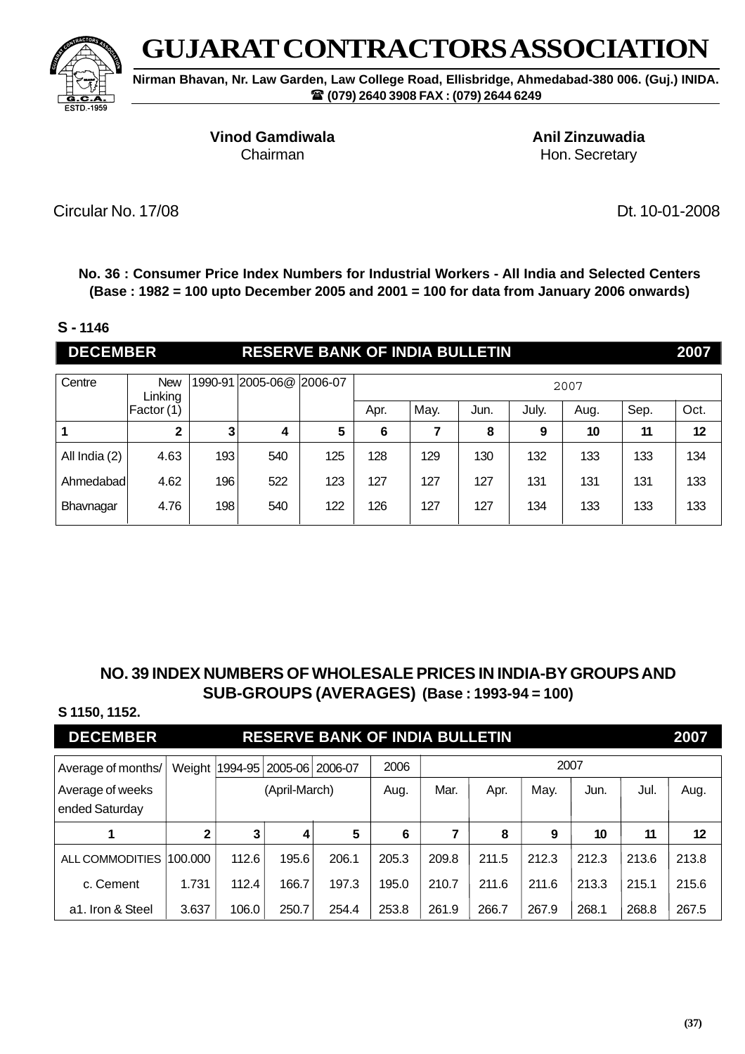# GUJARAT CONTRACTORS ASSOCIATION

**Nirman Bhavan, Nr. Law Garden, Law College Road, Ellisbridge, Ahmedabad-380 006. (Guj.) INIDA.**
**☎ (079) 2640 3908 FAX : (079) 2644 6249**

**Vinod Gamdiwala**
Chairman

**Anil Zinzuwadia**
Hon. Secretary

Circular No. 17/08

Dt. 10-01-2008

**No. 36 : Consumer Price Index Numbers for Industrial Workers - All India and Selected Centers (Base : 1982 = 100 upto December 2005 and 2001 = 100 for data from January 2006 onwards)**

**S - 1146**

**DECEMBER — RESERVE BANK OF INDIA BULLETIN — 2007**

| Centre | New Linking Factor (1) | 1990-91 | 2005-06@ | 2006-07 | 2007 | | | | | | |
|---|---|---|---|---|---|---|---|---|---|---|---|
| | | | | | Apr. | May. | Jun. | July. | Aug. | Sep. | Oct. |
| **1** | **2** | **3** | **4** | **5** | **6** | **7** | **8** | **9** | **10** | **11** | **12** |
| All India (2) | 4.63 | 193 | 540 | 125 | 128 | 129 | 130 | 132 | 133 | 133 | 134 |
| Ahmedabad | 4.62 | 196 | 522 | 123 | 127 | 127 | 127 | 131 | 131 | 131 | 133 |
| Bhavnagar | 4.76 | 198 | 540 | 122 | 126 | 127 | 127 | 134 | 133 | 133 | 133 |

## NO. 39 INDEX NUMBERS OF WHOLESALE PRICES IN INDIA-BY GROUPS AND SUB-GROUPS (AVERAGES) (Base : 1993-94 = 100)

**S 1150, 1152.**

**DECEMBER — RESERVE BANK OF INDIA BULLETIN — 2007**

| Average of months/ Average of weeks ended Saturday | Weight | 1994-95 | 2005-06 | 2006-07 | 2006 | 2007 | | | | | |
|---|---|---|---|---|---|---|---|---|---|---|---|
| | | (April-March) | | | Aug. | Mar. | Apr. | May. | Jun. | Jul. | Aug. |
| **1** | **2** | **3** | **4** | **5** | **6** | **7** | **8** | **9** | **10** | **11** | **12** |
| ALL COMMODITIES | 100.000 | 112.6 | 195.6 | 206.1 | 205.3 | 209.8 | 211.5 | 212.3 | 212.3 | 213.6 | 213.8 |
| c. Cement | 1.731 | 112.4 | 166.7 | 197.3 | 195.0 | 210.7 | 211.6 | 211.6 | 213.3 | 215.1 | 215.6 |
| a1. Iron & Steel | 3.637 | 106.0 | 250.7 | 254.4 | 253.8 | 261.9 | 266.7 | 267.9 | 268.1 | 268.8 | 267.5 |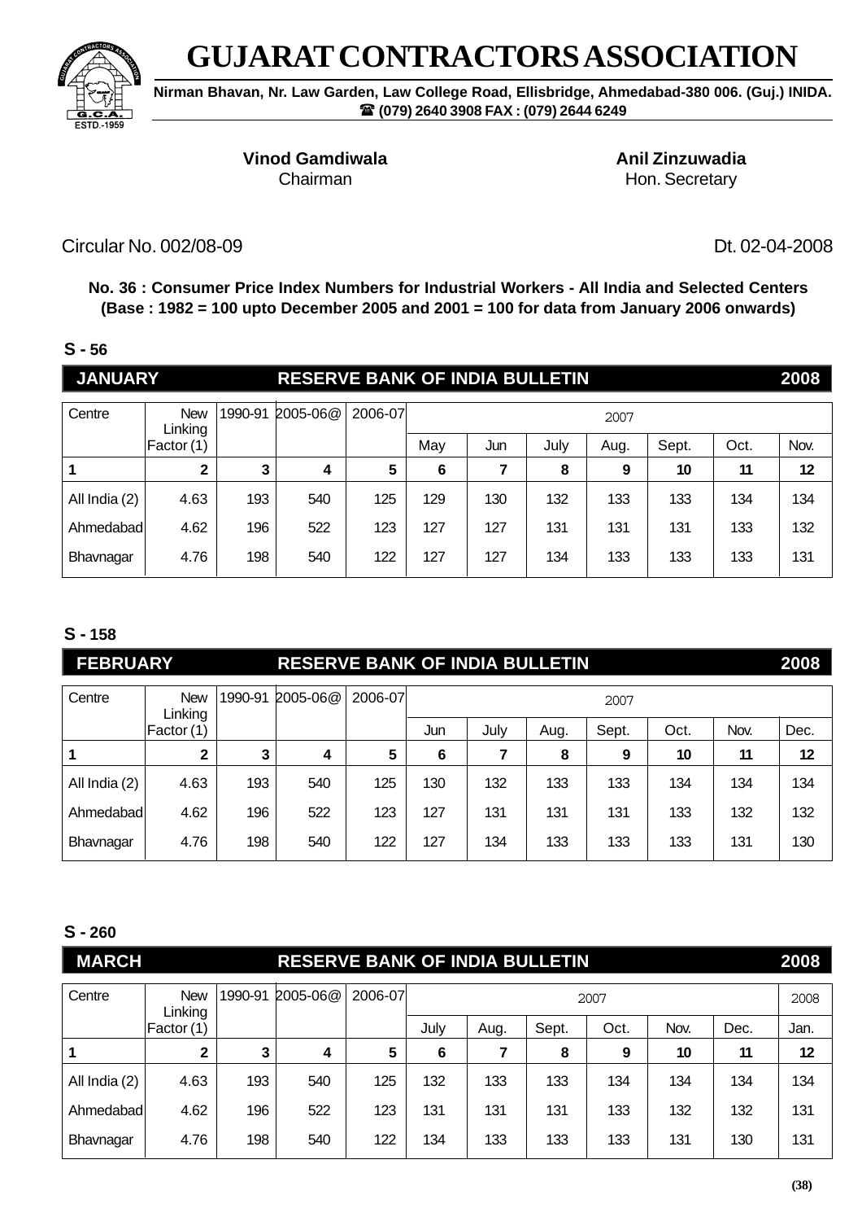# GUJARAT CONTRACTORS ASSOCIATION

**Nirman Bhavan, Nr. Law Garden, Law College Road, Ellisbridge, Ahmedabad-380 006. (Guj.) INIDA.**
**☎ (079) 2640 3908 FAX : (079) 2644 6249**

**Vinod Gamdiwala**
Chairman

**Anil Zinzuwadia**
Hon. Secretary

Circular No. 002/08-09

Dt. 02-04-2008

**No. 36 : Consumer Price Index Numbers for Industrial Workers - All India and Selected Centers (Base : 1982 = 100 upto December 2005 and 2001 = 100 for data from January 2006 onwards)**

**S - 56**

**JANUARY — RESERVE BANK OF INDIA BULLETIN — 2008**

| Centre | New Linking Factor (1) | 1990-91 | 2005-06@ | 2006-07 | 2007 | | | | | | |
|---|---|---|---|---|---|---|---|---|---|---|---|
| | | | | | May | Jun | July | Aug. | Sept. | Oct. | Nov. |
| **1** | **2** | **3** | **4** | **5** | **6** | **7** | **8** | **9** | **10** | **11** | **12** |
| All India (2) | 4.63 | 193 | 540 | 125 | 129 | 130 | 132 | 133 | 133 | 134 | 134 |
| Ahmedabad | 4.62 | 196 | 522 | 123 | 127 | 127 | 131 | 131 | 131 | 133 | 132 |
| Bhavnagar | 4.76 | 198 | 540 | 122 | 127 | 127 | 134 | 133 | 133 | 133 | 131 |

**S - 158**

**FEBRUARY — RESERVE BANK OF INDIA BULLETIN — 2008**

| Centre | New Linking Factor (1) | 1990-91 | 2005-06@ | 2006-07 | 2007 | | | | | | |
|---|---|---|---|---|---|---|---|---|---|---|---|
| | | | | | Jun | July | Aug. | Sept. | Oct. | Nov. | Dec. |
| **1** | **2** | **3** | **4** | **5** | **6** | **7** | **8** | **9** | **10** | **11** | **12** |
| All India (2) | 4.63 | 193 | 540 | 125 | 130 | 132 | 133 | 133 | 134 | 134 | 134 |
| Ahmedabad | 4.62 | 196 | 522 | 123 | 127 | 131 | 131 | 131 | 133 | 132 | 132 |
| Bhavnagar | 4.76 | 198 | 540 | 122 | 127 | 134 | 133 | 133 | 133 | 131 | 130 |

**S - 260**

**MARCH — RESERVE BANK OF INDIA BULLETIN — 2008**

| Centre | New Linking Factor (1) | 1990-91 | 2005-06@ | 2006-07 | 2007 | | | | | | 2008 |
|---|---|---|---|---|---|---|---|---|---|---|---|
| | | | | | July | Aug. | Sept. | Oct. | Nov. | Dec. | Jan. |
| **1** | **2** | **3** | **4** | **5** | **6** | **7** | **8** | **9** | **10** | **11** | **12** |
| All India (2) | 4.63 | 193 | 540 | 125 | 132 | 133 | 133 | 134 | 134 | 134 | 134 |
| Ahmedabad | 4.62 | 196 | 522 | 123 | 131 | 131 | 131 | 133 | 132 | 132 | 131 |
| Bhavnagar | 4.76 | 198 | 540 | 122 | 134 | 133 | 133 | 133 | 131 | 130 | 131 |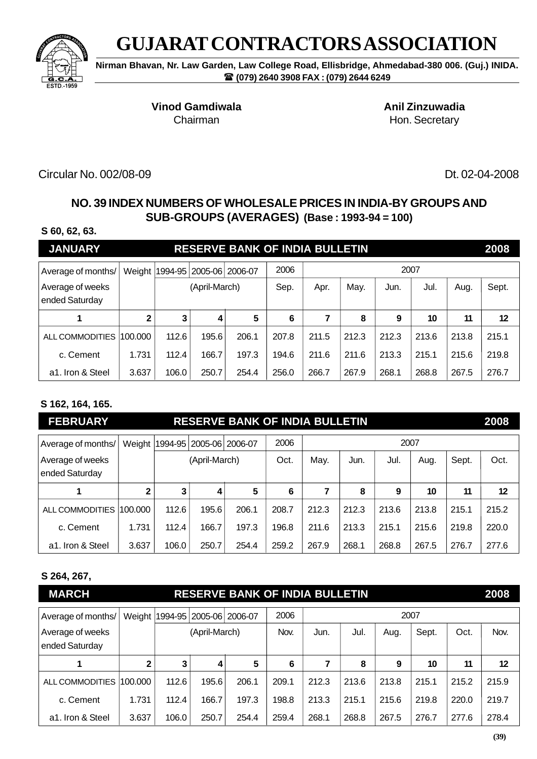# GUJARAT CONTRACTORS ASSOCIATION

**Nirman Bhavan, Nr. Law Garden, Law College Road, Ellisbridge, Ahmedabad-380 006. (Guj.) INIDA.**
**☎ (079) 2640 3908 FAX : (079) 2644 6249**

**Vinod Gamdiwala**
Chairman

**Anil Zinzuwadia**
Hon. Secretary

Circular No. 002/08-09

Dt. 02-04-2008

## NO. 39 INDEX NUMBERS OF WHOLESALE PRICES IN INDIA-BY GROUPS AND SUB-GROUPS (AVERAGES) (Base : 1993-94 = 100)

**S 60, 62, 63.**

**JANUARY — RESERVE BANK OF INDIA BULLETIN — 2008**

| Average of months/ Average of weeks ended Saturday | Weight | 1994-95 | 2005-06 | 2006-07 | 2006 | 2007 | | | | | |
|---|---|---|---|---|---|---|---|---|---|---|---|
| | | (April-March) | | | Sep. | Apr. | May. | Jun. | Jul. | Aug. | Sept. |
| 1 | 2 | 3 | 4 | 5 | 6 | 7 | 8 | 9 | 10 | 11 | 12 |
| ALL COMMODITIES | 100.000 | 112.6 | 195.6 | 206.1 | 207.8 | 211.5 | 212.3 | 212.3 | 213.6 | 213.8 | 215.1 |
| c. Cement | 1.731 | 112.4 | 166.7 | 197.3 | 194.6 | 211.6 | 211.6 | 213.3 | 215.1 | 215.6 | 219.8 |
| a1. Iron & Steel | 3.637 | 106.0 | 250.7 | 254.4 | 256.0 | 266.7 | 267.9 | 268.1 | 268.8 | 267.5 | 276.7 |

**S 162, 164, 165.**

**FEBRUARY — RESERVE BANK OF INDIA BULLETIN — 2008**

| Average of months/ Average of weeks ended Saturday | Weight | 1994-95 | 2005-06 | 2006-07 | 2006 | 2007 | | | | | |
|---|---|---|---|---|---|---|---|---|---|---|---|
| | | (April-March) | | | Oct. | May. | Jun. | Jul. | Aug. | Sept. | Oct. |
| 1 | 2 | 3 | 4 | 5 | 6 | 7 | 8 | 9 | 10 | 11 | 12 |
| ALL COMMODITIES | 100.000 | 112.6 | 195.6 | 206.1 | 208.7 | 212.3 | 212.3 | 213.6 | 213.8 | 215.1 | 215.2 |
| c. Cement | 1.731 | 112.4 | 166.7 | 197.3 | 196.8 | 211.6 | 213.3 | 215.1 | 215.6 | 219.8 | 220.0 |
| a1. Iron & Steel | 3.637 | 106.0 | 250.7 | 254.4 | 259.2 | 267.9 | 268.1 | 268.8 | 267.5 | 276.7 | 277.6 |

**S 264, 267,**

**MARCH — RESERVE BANK OF INDIA BULLETIN — 2008**

| Average of months/ Average of weeks ended Saturday | Weight | 1994-95 | 2005-06 | 2006-07 | 2006 | 2007 | | | | | |
|---|---|---|---|---|---|---|---|---|---|---|---|
| | | (April-March) | | | Nov. | Jun. | Jul. | Aug. | Sept. | Oct. | Nov. |
| 1 | 2 | 3 | 4 | 5 | 6 | 7 | 8 | 9 | 10 | 11 | 12 |
| ALL COMMODITIES | 100.000 | 112.6 | 195.6 | 206.1 | 209.1 | 212.3 | 213.6 | 213.8 | 215.1 | 215.2 | 215.9 |
| c. Cement | 1.731 | 112.4 | 166.7 | 197.3 | 198.8 | 213.3 | 215.1 | 215.6 | 219.8 | 220.0 | 219.7 |
| a1. Iron & Steel | 3.637 | 106.0 | 250.7 | 254.4 | 259.4 | 268.1 | 268.8 | 267.5 | 276.7 | 277.6 | 278.4 |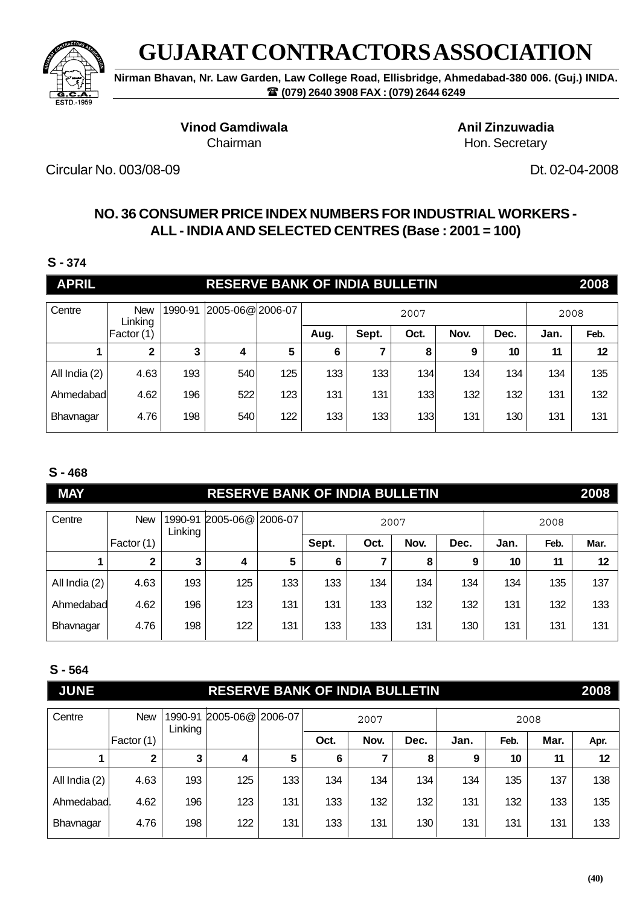# GUJARAT CONTRACTORS ASSOCIATION

**Nirman Bhavan, Nr. Law Garden, Law College Road, Ellisbridge, Ahmedabad-380 006. (Guj.) INIDA.**
**☎ (079) 2640 3908 FAX : (079) 2644 6249**

**Vinod Gamdiwala**
Chairman

**Anil Zinzuwadia**
Hon. Secretary

Circular No. 003/08-09

Dt. 02-04-2008

## NO. 36 CONSUMER PRICE INDEX NUMBERS FOR INDUSTRIAL WORKERS - ALL - INDIA AND SELECTED CENTRES (Base : 2001 = 100)

**S - 374**

**APRIL — RESERVE BANK OF INDIA BULLETIN — 2008**

| Centre | New Linking Factor (1) | 1990-91 | 2005-06@ | 2006-07 | 2007 | | | | | 2008 | |
|---|---|---|---|---|---|---|---|---|---|---|---|
| | | | | | **Aug.** | **Sept.** | **Oct.** | **Nov.** | **Dec.** | **Jan.** | **Feb.** |
| **1** | **2** | **3** | **4** | **5** | **6** | **7** | **8** | **9** | **10** | **11** | **12** |
| All India (2) | 4.63 | 193 | 540 | 125 | 133 | 133 | 134 | 134 | 134 | 134 | 135 |
| Ahmedabad | 4.62 | 196 | 522 | 123 | 131 | 131 | 133 | 132 | 132 | 131 | 132 |
| Bhavnagar | 4.76 | 198 | 540 | 122 | 133 | 133 | 133 | 131 | 130 | 131 | 131 |

**S - 468**

**MAY — RESERVE BANK OF INDIA BULLETIN — 2008**

| Centre | New Factor (1) | 1990-91 Linking | 2005-06@ | 2006-07 | 2007 | | | | 2008 | | |
|---|---|---|---|---|---|---|---|---|---|---|---|
| | | | | | **Sept.** | **Oct.** | **Nov.** | **Dec.** | **Jan.** | **Feb.** | **Mar.** |
| **1** | **2** | **3** | **4** | **5** | **6** | **7** | **8** | **9** | **10** | **11** | **12** |
| All India (2) | 4.63 | 193 | 125 | 133 | 133 | 134 | 134 | 134 | 134 | 135 | 137 |
| Ahmedabad | 4.62 | 196 | 123 | 131 | 131 | 133 | 132 | 132 | 131 | 132 | 133 |
| Bhavnagar | 4.76 | 198 | 122 | 131 | 133 | 133 | 131 | 130 | 131 | 131 | 131 |

**S - 564**

**JUNE — RESERVE BANK OF INDIA BULLETIN — 2008**

| Centre | New Factor (1) | 1990-91 Linking | 2005-06@ | 2006-07 | 2007 | | | 2008 | | | |
|---|---|---|---|---|---|---|---|---|---|---|---|
| | | | | | **Oct.** | **Nov.** | **Dec.** | **Jan.** | **Feb.** | **Mar.** | **Apr.** |
| **1** | **2** | **3** | **4** | **5** | **6** | **7** | **8** | **9** | **10** | **11** | **12** |
| All India (2) | 4.63 | 193 | 125 | 133 | 134 | 134 | 134 | 134 | 135 | 137 | 138 |
| Ahmedabad. | 4.62 | 196 | 123 | 131 | 133 | 132 | 132 | 131 | 132 | 133 | 135 |
| Bhavnagar | 4.76 | 198 | 122 | 131 | 133 | 131 | 130 | 131 | 131 | 131 | 133 |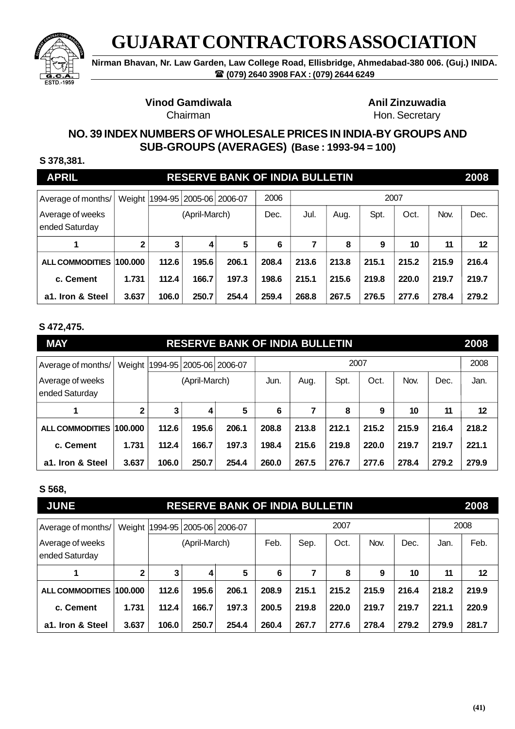# GUJARAT CONTRACTORS ASSOCIATION

**Nirman Bhavan, Nr. Law Garden, Law College Road, Ellisbridge, Ahmedabad-380 006. (Guj.) INIDA.**
**☎ (079) 2640 3908 FAX : (079) 2644 6249**

**Vinod Gamdiwala**
Chairman

**Anil Zinzuwadia**
Hon. Secretary

## NO. 39 INDEX NUMBERS OF WHOLESALE PRICES IN INDIA-BY GROUPS AND SUB-GROUPS (AVERAGES) (Base : 1993-94 = 100)

**S 378,381.**

### APRIL — RESERVE BANK OF INDIA BULLETIN — 2008

| Average of months/ | Weight | 1994-95 | 2005-06 | 2006-07 | 2006 | 2007 | | | | | |
|---|---|---|---|---|---|---|---|---|---|---|---|
| Average of weeks ended Saturday | | (April-March) | | | Dec. | Jul. | Aug. | Spt. | Oct. | Nov. | Dec. |
| 1 | 2 | 3 | 4 | 5 | 6 | 7 | 8 | 9 | 10 | 11 | 12 |
| **ALL COMMODITIES** | **100.000** | **112.6** | **195.6** | **206.1** | **208.4** | **213.6** | **213.8** | **215.1** | **215.2** | **215.9** | **216.4** |
| **c. Cement** | **1.731** | **112.4** | **166.7** | **197.3** | **198.6** | **215.1** | **215.6** | **219.8** | **220.0** | **219.7** | **219.7** |
| **a1. Iron & Steel** | **3.637** | **106.0** | **250.7** | **254.4** | **259.4** | **268.8** | **267.5** | **276.5** | **277.6** | **278.4** | **279.2** |

**S 472,475.**

### MAY — RESERVE BANK OF INDIA BULLETIN — 2008

| Average of months/ | Weight | 1994-95 | 2005-06 | 2006-07 | 2007 | | | | | | 2008 |
|---|---|---|---|---|---|---|---|---|---|---|---|
| Average of weeks ended Saturday | | (April-March) | | | Jun. | Aug. | Spt. | Oct. | Nov. | Dec. | Jan. |
| 1 | 2 | 3 | 4 | 5 | 6 | 7 | 8 | 9 | 10 | 11 | 12 |
| **ALL COMMODITIES** | **100.000** | **112.6** | **195.6** | **206.1** | **208.8** | **213.8** | **212.1** | **215.2** | **215.9** | **216.4** | **218.2** |
| **c. Cement** | **1.731** | **112.4** | **166.7** | **197.3** | **198.4** | **215.6** | **219.8** | **220.0** | **219.7** | **219.7** | **221.1** |
| **a1. Iron & Steel** | **3.637** | **106.0** | **250.7** | **254.4** | **260.0** | **267.5** | **276.7** | **277.6** | **278.4** | **279.2** | **279.9** |

**S 568,**

### JUNE — RESERVE BANK OF INDIA BULLETIN — 2008

| Average of months/ | Weight | 1994-95 | 2005-06 | 2006-07 | 2007 | | | | | 2008 | |
|---|---|---|---|---|---|---|---|---|---|---|---|
| Average of weeks ended Saturday | | (April-March) | | | Feb. | Sep. | Oct. | Nov. | Dec. | Jan. | Feb. |
| 1 | 2 | 3 | 4 | 5 | 6 | 7 | 8 | 9 | 10 | 11 | 12 |
| **ALL COMMODITIES** | **100.000** | **112.6** | **195.6** | **206.1** | **208.9** | **215.1** | **215.2** | **215.9** | **216.4** | **218.2** | **219.9** |
| **c. Cement** | **1.731** | **112.4** | **166.7** | **197.3** | **200.5** | **219.8** | **220.0** | **219.7** | **219.7** | **221.1** | **220.9** |
| **a1. Iron & Steel** | **3.637** | **106.0** | **250.7** | **254.4** | **260.4** | **267.7** | **277.6** | **278.4** | **279.2** | **279.9** | **281.7** |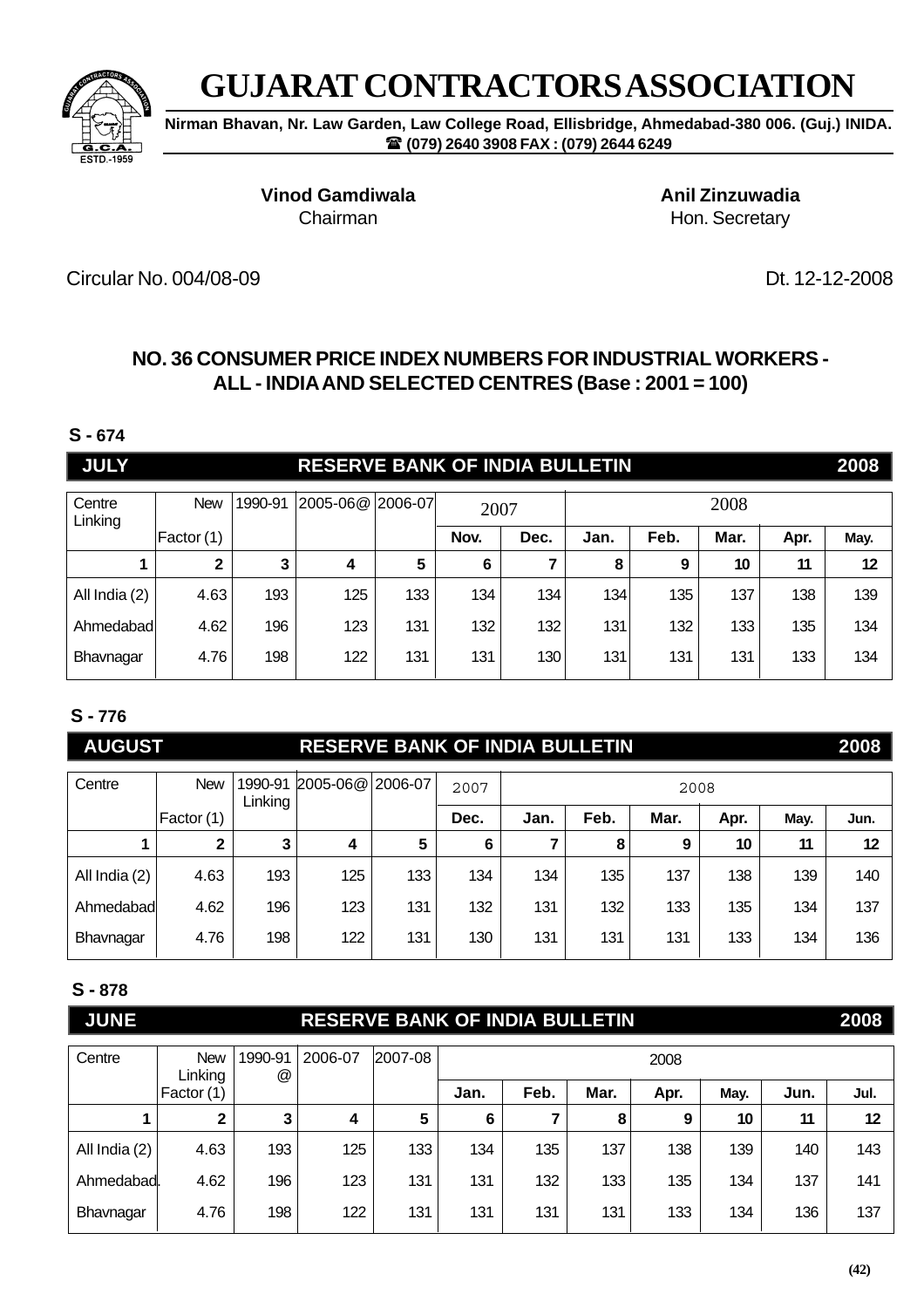# GUJARAT CONTRACTORS ASSOCIATION

**Nirman Bhavan, Nr. Law Garden, Law College Road, Ellisbridge, Ahmedabad-380 006. (Guj.) INIDA.**
**☎ (079) 2640 3908 FAX : (079) 2644 6249**

**Vinod Gamdiwala**
Chairman

**Anil Zinzuwadia**
Hon. Secretary

Circular No. 004/08-09

Dt. 12-12-2008

## NO. 36 CONSUMER PRICE INDEX NUMBERS FOR INDUSTRIAL WORKERS - ALL - INDIA AND SELECTED CENTRES (Base : 2001 = 100)

**S - 674**

**JULY — RESERVE BANK OF INDIA BULLETIN — 2008**

| Centre Linking | New Factor (1) | 1990-91 | 2005-06@ | 2006-07 | 2007 | | 2008 | | | | |
|---|---|---|---|---|---|---|---|---|---|---|---|
| | | | | | Nov. | Dec. | Jan. | Feb. | Mar. | Apr. | May. |
| 1 | 2 | 3 | 4 | 5 | 6 | 7 | 8 | 9 | 10 | 11 | 12 |
| All India (2) | 4.63 | 193 | 125 | 133 | 134 | 134 | 134 | 135 | 137 | 138 | 139 |
| Ahmedabad | 4.62 | 196 | 123 | 131 | 132 | 132 | 131 | 132 | 133 | 135 | 134 |
| Bhavnagar | 4.76 | 198 | 122 | 131 | 131 | 130 | 131 | 131 | 131 | 133 | 134 |

**S - 776**

**AUGUST — RESERVE BANK OF INDIA BULLETIN — 2008**

| Centre | New Factor (1) | 1990-91 Linking | 2005-06@ | 2006-07 | 2007 | 2008 | | | | | |
|---|---|---|---|---|---|---|---|---|---|---|---|
| | | | | | Dec. | Jan. | Feb. | Mar. | Apr. | May. | Jun. |
| 1 | 2 | 3 | 4 | 5 | 6 | 7 | 8 | 9 | 10 | 11 | 12 |
| All India (2) | 4.63 | 193 | 125 | 133 | 134 | 134 | 135 | 137 | 138 | 139 | 140 |
| Ahmedabad | 4.62 | 196 | 123 | 131 | 132 | 131 | 132 | 133 | 135 | 134 | 137 |
| Bhavnagar | 4.76 | 198 | 122 | 131 | 130 | 131 | 131 | 131 | 133 | 134 | 136 |

**S - 878**

**JUNE — RESERVE BANK OF INDIA BULLETIN — 2008**

| Centre | New Linking Factor (1) | 1990-91 @ | 2006-07 | 2007-08 | 2008 | | | | | | |
|---|---|---|---|---|---|---|---|---|---|---|---|
| | | | | | Jan. | Feb. | Mar. | Apr. | May. | Jun. | Jul. |
| 1 | 2 | 3 | 4 | 5 | 6 | 7 | 8 | 9 | 10 | 11 | 12 |
| All India (2) | 4.63 | 193 | 125 | 133 | 134 | 135 | 137 | 138 | 139 | 140 | 143 |
| Ahmedabad. | 4.62 | 196 | 123 | 131 | 131 | 132 | 133 | 135 | 134 | 137 | 141 |
| Bhavnagar | 4.76 | 198 | 122 | 131 | 131 | 131 | 131 | 133 | 134 | 136 | 137 |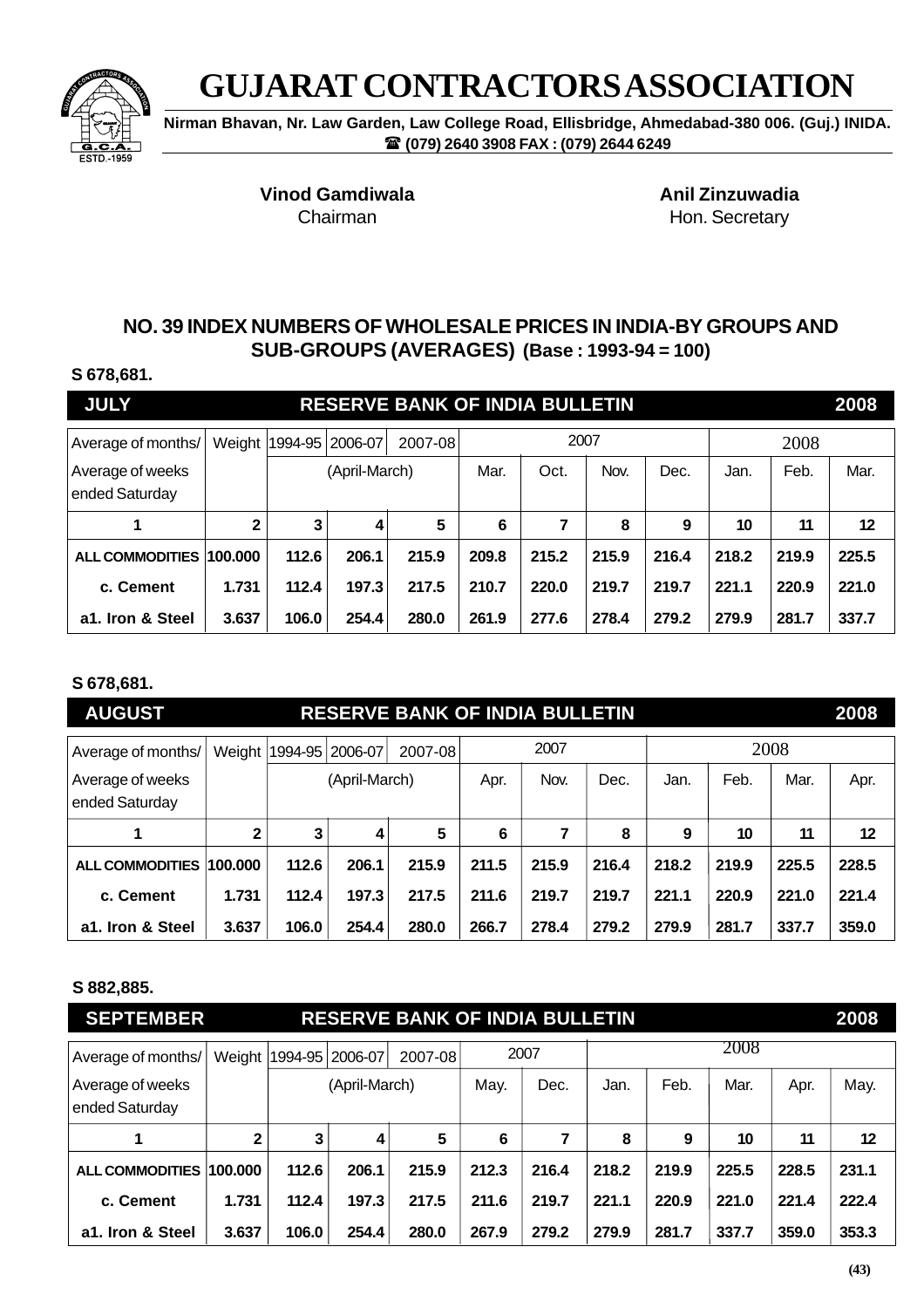# GUJARAT CONTRACTORS ASSOCIATION

**Nirman Bhavan, Nr. Law Garden, Law College Road, Ellisbridge, Ahmedabad-380 006. (Guj.) INIDA.**
**☎ (079) 2640 3908 FAX : (079) 2644 6249**

**Vinod Gamdiwala**
Chairman

**Anil Zinzuwadia**
Hon. Secretary

## NO. 39 INDEX NUMBERS OF WHOLESALE PRICES IN INDIA-BY GROUPS AND SUB-GROUPS (AVERAGES) (Base : 1993-94 = 100)

**S 678,681.**

**JULY — RESERVE BANK OF INDIA BULLETIN — 2008**

| Average of months/ Average of weeks ended Saturday | Weight | 1994-95 | 2006-07 | 2007-08 | 2007 | | | | 2008 | | |
|---|---|---|---|---|---|---|---|---|---|---|---|
| | | (April-March) | | | Mar. | Oct. | Nov. | Dec. | Jan. | Feb. | Mar. |
| 1 | 2 | 3 | 4 | 5 | 6 | 7 | 8 | 9 | 10 | 11 | 12 |
| **ALL COMMODITIES** | **100.000** | **112.6** | **206.1** | **215.9** | **209.8** | **215.2** | **215.9** | **216.4** | **218.2** | **219.9** | **225.5** |
| **c. Cement** | **1.731** | **112.4** | **197.3** | **217.5** | **210.7** | **220.0** | **219.7** | **219.7** | **221.1** | **220.9** | **221.0** |
| **a1. Iron & Steel** | **3.637** | **106.0** | **254.4** | **280.0** | **261.9** | **277.6** | **278.4** | **279.2** | **279.9** | **281.7** | **337.7** |

**S 678,681.**

**AUGUST — RESERVE BANK OF INDIA BULLETIN — 2008**

| Average of months/ Average of weeks ended Saturday | Weight | 1994-95 | 2006-07 | 2007-08 | 2007 | | | 2008 | | | |
|---|---|---|---|---|---|---|---|---|---|---|---|
| | | (April-March) | | | Apr. | Nov. | Dec. | Jan. | Feb. | Mar. | Apr. |
| 1 | 2 | 3 | 4 | 5 | 6 | 7 | 8 | 9 | 10 | 11 | 12 |
| **ALL COMMODITIES** | **100.000** | **112.6** | **206.1** | **215.9** | **211.5** | **215.9** | **216.4** | **218.2** | **219.9** | **225.5** | **228.5** |
| **c. Cement** | **1.731** | **112.4** | **197.3** | **217.5** | **211.6** | **219.7** | **219.7** | **221.1** | **220.9** | **221.0** | **221.4** |
| **a1. Iron & Steel** | **3.637** | **106.0** | **254.4** | **280.0** | **266.7** | **278.4** | **279.2** | **279.9** | **281.7** | **337.7** | **359.0** |

**S 882,885.**

**SEPTEMBER — RESERVE BANK OF INDIA BULLETIN — 2008**

| Average of months/ Average of weeks ended Saturday | Weight | 1994-95 | 2006-07 | 2007-08 | 2007 | | 2008 | | | | |
|---|---|---|---|---|---|---|---|---|---|---|---|
| | | (April-March) | | | May. | Dec. | Jan. | Feb. | Mar. | Apr. | May. |
| 1 | 2 | 3 | 4 | 5 | 6 | 7 | 8 | 9 | 10 | 11 | 12 |
| **ALL COMMODITIES** | **100.000** | **112.6** | **206.1** | **215.9** | **212.3** | **216.4** | **218.2** | **219.9** | **225.5** | **228.5** | **231.1** |
| **c. Cement** | **1.731** | **112.4** | **197.3** | **217.5** | **211.6** | **219.7** | **221.1** | **220.9** | **221.0** | **221.4** | **222.4** |
| **a1. Iron & Steel** | **3.637** | **106.0** | **254.4** | **280.0** | **267.9** | **279.2** | **279.9** | **281.7** | **337.7** | **359.0** | **353.3** |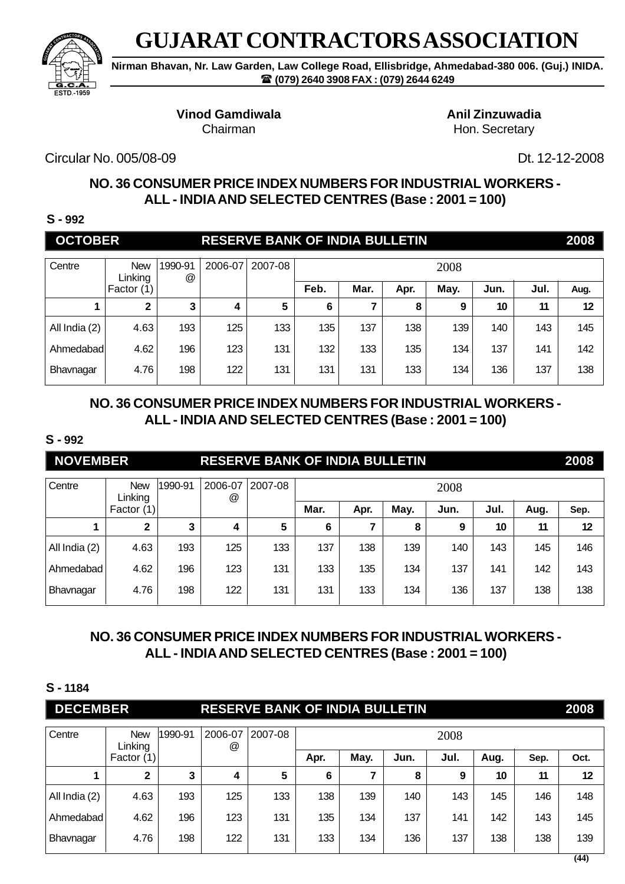# GUJARAT CONTRACTORS ASSOCIATION

**Nirman Bhavan, Nr. Law Garden, Law College Road, Ellisbridge, Ahmedabad-380 006. (Guj.) INIDA.**
**☎ (079) 2640 3908 FAX : (079) 2644 6249**

**Vinod Gamdiwala**
Chairman

**Anil Zinzuwadia**
Hon. Secretary

Circular No. 005/08-09

Dt. 12-12-2008

## NO. 36 CONSUMER PRICE INDEX NUMBERS FOR INDUSTRIAL WORKERS - ALL - INDIA AND SELECTED CENTRES (Base : 2001 = 100)

**S - 992**

**OCTOBER RESERVE BANK OF INDIA BULLETIN 2008**

| Centre | New Linking Factor (1) | 1990-91 @ | 2006-07 | 2007-08 | 2008 | | | | | | |
|---|---|---|---|---|---|---|---|---|---|---|---|
| | | | | | **Feb.** | **Mar.** | **Apr.** | **May.** | **Jun.** | **Jul.** | **Aug.** |
| **1** | **2** | **3** | **4** | **5** | **6** | **7** | **8** | **9** | **10** | **11** | **12** |
| All India (2) | 4.63 | 193 | 125 | 133 | 135 | 137 | 138 | 139 | 140 | 143 | 145 |
| Ahmedabad | 4.62 | 196 | 123 | 131 | 132 | 133 | 135 | 134 | 137 | 141 | 142 |
| Bhavnagar | 4.76 | 198 | 122 | 131 | 131 | 131 | 133 | 134 | 136 | 137 | 138 |

## NO. 36 CONSUMER PRICE INDEX NUMBERS FOR INDUSTRIAL WORKERS - ALL - INDIA AND SELECTED CENTRES (Base : 2001 = 100)

**S - 992**

**NOVEMBER RESERVE BANK OF INDIA BULLETIN 2008**

| Centre | New Linking Factor (1) | 1990-91 | 2006-07 @ | 2007-08 | 2008 | | | | | | |
|---|---|---|---|---|---|---|---|---|---|---|---|
| | | | | | **Mar.** | **Apr.** | **May.** | **Jun.** | **Jul.** | **Aug.** | **Sep.** |
| **1** | **2** | **3** | **4** | **5** | **6** | **7** | **8** | **9** | **10** | **11** | **12** |
| All India (2) | 4.63 | 193 | 125 | 133 | 137 | 138 | 139 | 140 | 143 | 145 | 146 |
| Ahmedabad | 4.62 | 196 | 123 | 131 | 133 | 135 | 134 | 137 | 141 | 142 | 143 |
| Bhavnagar | 4.76 | 198 | 122 | 131 | 131 | 133 | 134 | 136 | 137 | 138 | 138 |

## NO. 36 CONSUMER PRICE INDEX NUMBERS FOR INDUSTRIAL WORKERS - ALL - INDIA AND SELECTED CENTRES (Base : 2001 = 100)

**S - 1184**

**DECEMBER RESERVE BANK OF INDIA BULLETIN 2008**

| Centre | New Linking Factor (1) | 1990-91 | 2006-07 @ | 2007-08 | 2008 | | | | | | |
|---|---|---|---|---|---|---|---|---|---|---|---|
| | | | | | **Apr.** | **May.** | **Jun.** | **Jul.** | **Aug.** | **Sep.** | **Oct.** |
| **1** | **2** | **3** | **4** | **5** | **6** | **7** | **8** | **9** | **10** | **11** | **12** |
| All India (2) | 4.63 | 193 | 125 | 133 | 138 | 139 | 140 | 143 | 145 | 146 | 148 |
| Ahmedabad | 4.62 | 196 | 123 | 131 | 135 | 134 | 137 | 141 | 142 | 143 | 145 |
| Bhavnagar | 4.76 | 198 | 122 | 131 | 133 | 134 | 136 | 137 | 138 | 138 | 139 |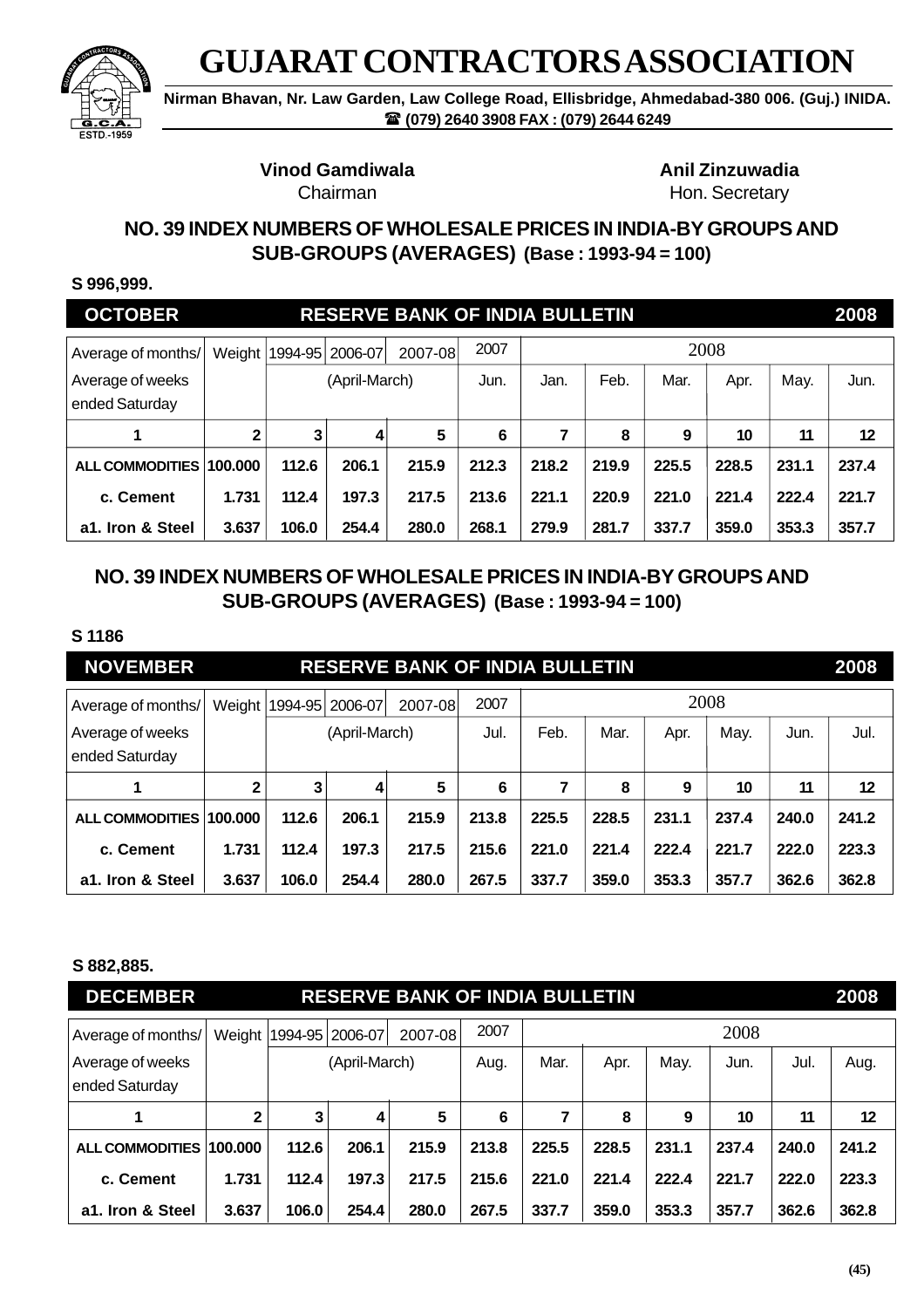# GUJARAT CONTRACTORS ASSOCIATION

**Nirman Bhavan, Nr. Law Garden, Law College Road, Ellisbridge, Ahmedabad-380 006. (Guj.) INIDA.**
**☎ (079) 2640 3908 FAX : (079) 2644 6249**

**Vinod Gamdiwala**
Chairman

**Anil Zinzuwadia**
Hon. Secretary

## NO. 39 INDEX NUMBERS OF WHOLESALE PRICES IN INDIA-BY GROUPS AND SUB-GROUPS (AVERAGES) (Base : 1993-94 = 100)

**S 996,999.**

**OCTOBER — RESERVE BANK OF INDIA BULLETIN — 2008**

| Average of months/ | Weight | 1994-95 | 2006-07 | 2007-08 | 2007 | 2008 | | | | | |
|---|---|---|---|---|---|---|---|---|---|---|---|
| Average of weeks ended Saturday | | (April-March) | | | Jun. | Jan. | Feb. | Mar. | Apr. | May. | Jun. |
| 1 | 2 | 3 | 4 | 5 | 6 | 7 | 8 | 9 | 10 | 11 | 12 |
| **ALL COMMODITIES** | **100.000** | **112.6** | **206.1** | **215.9** | **212.3** | **218.2** | **219.9** | **225.5** | **228.5** | **231.1** | **237.4** |
| **c. Cement** | **1.731** | **112.4** | **197.3** | **217.5** | **213.6** | **221.1** | **220.9** | **221.0** | **221.4** | **222.4** | **221.7** |
| **a1. Iron & Steel** | **3.637** | **106.0** | **254.4** | **280.0** | **268.1** | **279.9** | **281.7** | **337.7** | **359.0** | **353.3** | **357.7** |

## NO. 39 INDEX NUMBERS OF WHOLESALE PRICES IN INDIA-BY GROUPS AND SUB-GROUPS (AVERAGES) (Base : 1993-94 = 100)

**S 1186**

**NOVEMBER — RESERVE BANK OF INDIA BULLETIN — 2008**

| Average of months/ | Weight | 1994-95 | 2006-07 | 2007-08 | 2007 | 2008 | | | | | |
|---|---|---|---|---|---|---|---|---|---|---|---|
| Average of weeks ended Saturday | | (April-March) | | | Jul. | Feb. | Mar. | Apr. | May. | Jun. | Jul. |
| 1 | 2 | 3 | 4 | 5 | 6 | 7 | 8 | 9 | 10 | 11 | 12 |
| **ALL COMMODITIES** | **100.000** | **112.6** | **206.1** | **215.9** | **213.8** | **225.5** | **228.5** | **231.1** | **237.4** | **240.0** | **241.2** |
| **c. Cement** | **1.731** | **112.4** | **197.3** | **217.5** | **215.6** | **221.0** | **221.4** | **222.4** | **221.7** | **222.0** | **223.3** |
| **a1. Iron & Steel** | **3.637** | **106.0** | **254.4** | **280.0** | **267.5** | **337.7** | **359.0** | **353.3** | **357.7** | **362.6** | **362.8** |

**S 882,885.**

**DECEMBER — RESERVE BANK OF INDIA BULLETIN — 2008**

| Average of months/ | Weight | 1994-95 | 2006-07 | 2007-08 | 2007 | 2008 | | | | | |
|---|---|---|---|---|---|---|---|---|---|---|---|
| Average of weeks ended Saturday | | (April-March) | | | Aug. | Mar. | Apr. | May. | Jun. | Jul. | Aug. |
| 1 | 2 | 3 | 4 | 5 | 6 | 7 | 8 | 9 | 10 | 11 | 12 |
| **ALL COMMODITIES** | **100.000** | **112.6** | **206.1** | **215.9** | **213.8** | **225.5** | **228.5** | **231.1** | **237.4** | **240.0** | **241.2** |
| **c. Cement** | **1.731** | **112.4** | **197.3** | **217.5** | **215.6** | **221.0** | **221.4** | **222.4** | **221.7** | **222.0** | **223.3** |
| **a1. Iron & Steel** | **3.637** | **106.0** | **254.4** | **280.0** | **267.5** | **337.7** | **359.0** | **353.3** | **357.7** | **362.6** | **362.8** |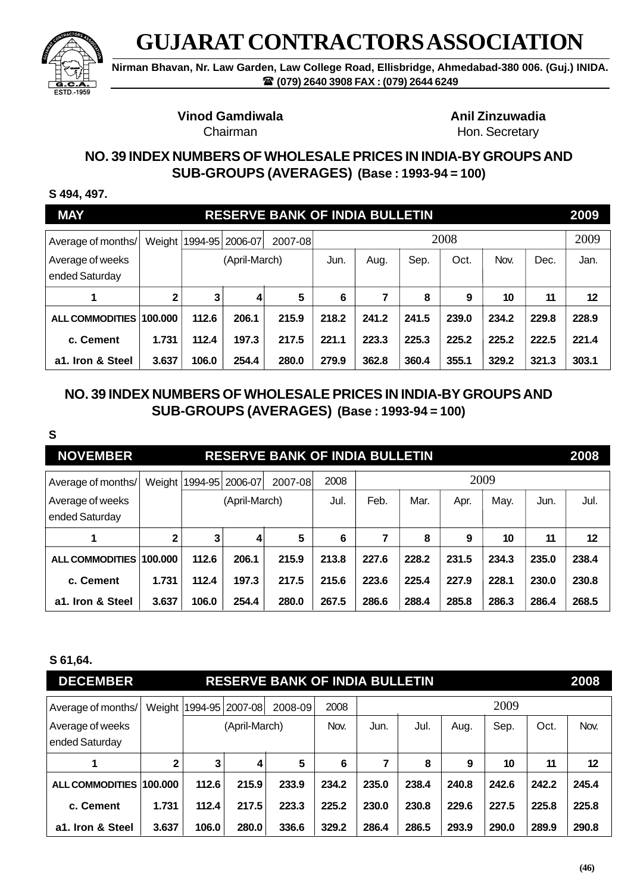# GUJARAT CONTRACTORS ASSOCIATION

**Nirman Bhavan, Nr. Law Garden, Law College Road, Ellisbridge, Ahmedabad-380 006. (Guj.) INIDA.**
**☎ (079) 2640 3908 FAX : (079) 2644 6249**

**Vinod Gamdiwala**
Chairman

**Anil Zinzuwadia**
Hon. Secretary

## NO. 39 INDEX NUMBERS OF WHOLESALE PRICES IN INDIA-BY GROUPS AND SUB-GROUPS (AVERAGES) (Base : 1993-94 = 100)

**S 494, 497.**

**MAY — RESERVE BANK OF INDIA BULLETIN — 2009**

| Average of months/ | Weight | 1994-95 | 2006-07 | 2007-08 | 2008 | | | | | | 2009 |
|---|---|---|---|---|---|---|---|---|---|---|---|
| Average of weeks ended Saturday | | (April-March) | | | Jun. | Aug. | Sep. | Oct. | Nov. | Dec. | Jan. |
| 1 | 2 | 3 | 4 | 5 | 6 | 7 | 8 | 9 | 10 | 11 | 12 |
| **ALL COMMODITIES** | **100.000** | **112.6** | **206.1** | **215.9** | **218.2** | **241.2** | **241.5** | **239.0** | **234.2** | **229.8** | **228.9** |
| **c. Cement** | **1.731** | **112.4** | **197.3** | **217.5** | **221.1** | **223.3** | **225.3** | **225.2** | **225.2** | **222.5** | **221.4** |
| **a1. Iron & Steel** | **3.637** | **106.0** | **254.4** | **280.0** | **279.9** | **362.8** | **360.4** | **355.1** | **329.2** | **321.3** | **303.1** |

## NO. 39 INDEX NUMBERS OF WHOLESALE PRICES IN INDIA-BY GROUPS AND SUB-GROUPS (AVERAGES) (Base : 1993-94 = 100)

**S**

**NOVEMBER — RESERVE BANK OF INDIA BULLETIN — 2008**

| Average of months/ | Weight | 1994-95 | 2006-07 | 2007-08 | 2008 | 2009 | | | | | |
|---|---|---|---|---|---|---|---|---|---|---|---|
| Average of weeks ended Saturday | | (April-March) | | | Jul. | Feb. | Mar. | Apr. | May. | Jun. | Jul. |
| 1 | 2 | 3 | 4 | 5 | 6 | 7 | 8 | 9 | 10 | 11 | 12 |
| **ALL COMMODITIES** | **100.000** | **112.6** | **206.1** | **215.9** | **213.8** | **227.6** | **228.2** | **231.5** | **234.3** | **235.0** | **238.4** |
| **c. Cement** | **1.731** | **112.4** | **197.3** | **217.5** | **215.6** | **223.6** | **225.4** | **227.9** | **228.1** | **230.0** | **230.8** |
| **a1. Iron & Steel** | **3.637** | **106.0** | **254.4** | **280.0** | **267.5** | **286.6** | **288.4** | **285.8** | **286.3** | **286.4** | **268.5** |

**S 61,64.**

**DECEMBER — RESERVE BANK OF INDIA BULLETIN — 2008**

| Average of months/ | Weight | 1994-95 | 2007-08 | 2008-09 | 2008 | 2009 | | | | | |
|---|---|---|---|---|---|---|---|---|---|---|---|
| Average of weeks ended Saturday | | (April-March) | | | Nov. | Jun. | Jul. | Aug. | Sep. | Oct. | Nov. |
| 1 | 2 | 3 | 4 | 5 | 6 | 7 | 8 | 9 | 10 | 11 | 12 |
| **ALL COMMODITIES** | **100.000** | **112.6** | **215.9** | **233.9** | **234.2** | **235.0** | **238.4** | **240.8** | **242.6** | **242.2** | **245.4** |
| **c. Cement** | **1.731** | **112.4** | **217.5** | **223.3** | **225.2** | **230.0** | **230.8** | **229.6** | **227.5** | **225.8** | **225.8** |
| **a1. Iron & Steel** | **3.637** | **106.0** | **280.0** | **336.6** | **329.2** | **286.4** | **286.5** | **293.9** | **290.0** | **289.9** | **290.8** |